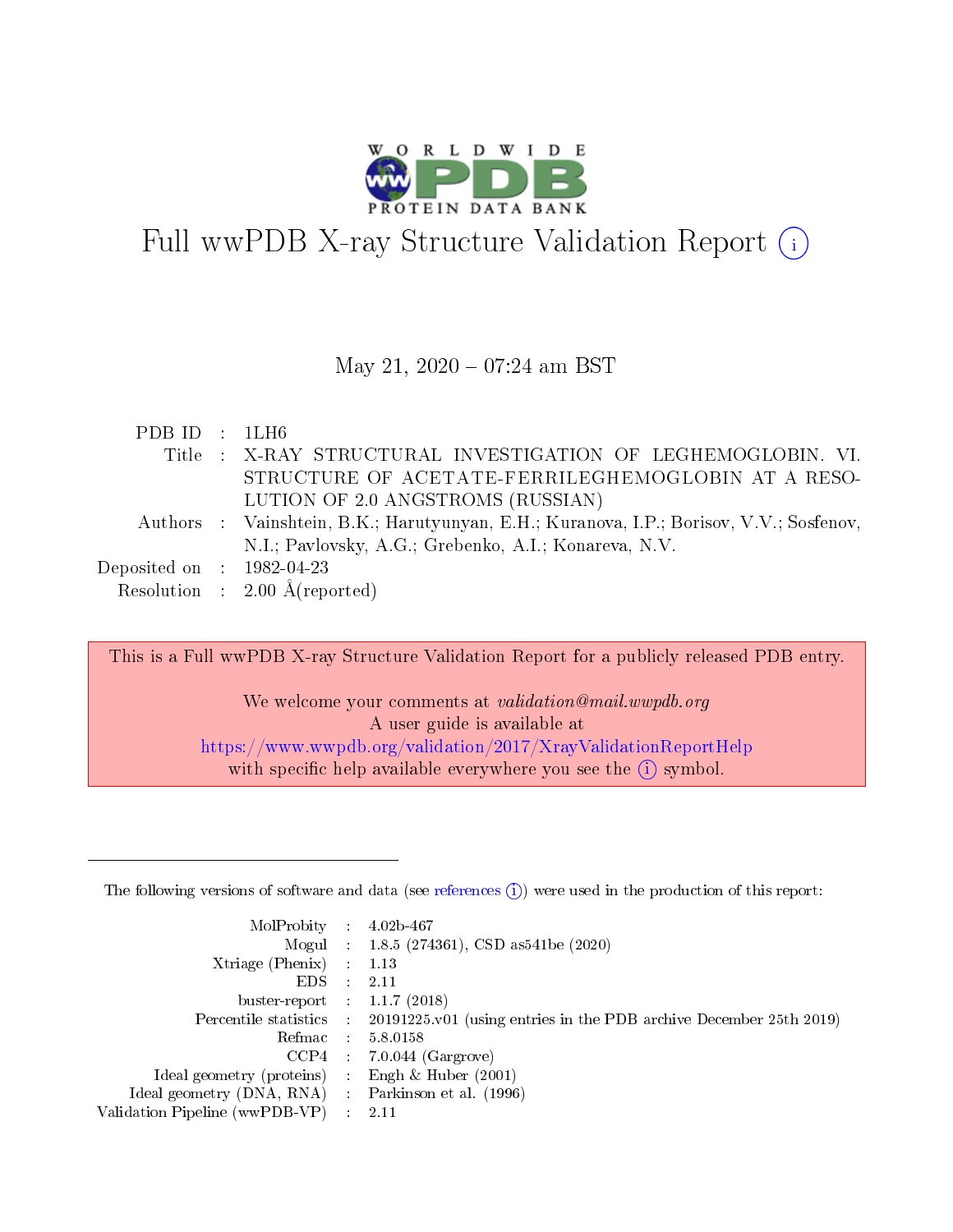# Full wwPDB X-ray Structure Validation Report (i)

May 21, 2020 – 07:24 am BST

| | | |
|---|---|---|
| PDB ID | : | 1LH6 |
| Title | : | X-RAY STRUCTURAL INVESTIGATION OF LEGHEMOGLOBIN. VI. STRUCTURE OF ACETATE-FERRILEGHEMOGLOBIN AT A RESOLUTION OF 2.0 ANGSTROMS (RUSSIAN) |
| Authors | : | Vainshtein, B.K.; Harutyunyan, E.H.; Kuranova, I.P.; Borisov, V.V.; Sosfenov, N.I.; Pavlovsky, A.G.; Grebenko, A.I.; Konareva, N.V. |
| Deposited on | : | 1982-04-23 |
| Resolution | : | 2.00 Å(reported) |

This is a Full wwPDB X-ray Structure Validation Report for a publicly released PDB entry.

We welcome your comments at *validation@mail.wwpdb.org*
A user guide is available at
https://www.wwpdb.org/validation/2017/XrayValidationReportHelp
with specific help available everywhere you see the (i) symbol.

---

The following versions of software and data (see references (i)) were used in the production of this report:

| | | |
|---|---|---|
| MolProbity | : | 4.02b-467 |
| Mogul | : | 1.8.5 (274361), CSD as541be (2020) |
| Xtriage (Phenix) | : | 1.13 |
| EDS | : | 2.11 |
| buster-report | : | 1.1.7 (2018) |
| Percentile statistics | : | 20191225.v01 (using entries in the PDB archive December 25th 2019) |
| Refmac | : | 5.8.0158 |
| CCP4 | : | 7.0.044 (Gargrove) |
| Ideal geometry (proteins) | : | Engh & Huber (2001) |
| Ideal geometry (DNA, RNA) | : | Parkinson et al. (1996) |
| Validation Pipeline (wwPDB-VP) | : | 2.11 |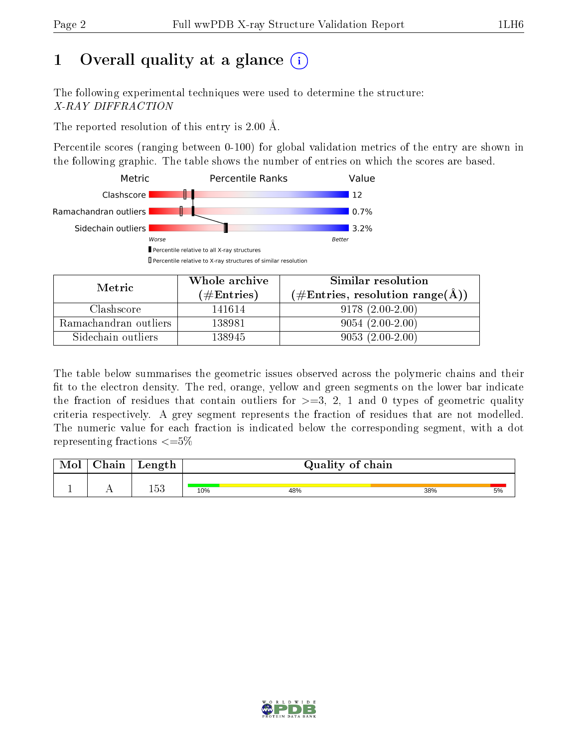# 1 Overall quality at a glance

The following experimental techniques were used to determine the structure:
*X-RAY DIFFRACTION*

The reported resolution of this entry is 2.00 Å.

Percentile scores (ranging between 0-100) for global validation metrics of the entry are shown in the following graphic. The table shows the number of entries on which the scores are based.

Metric
Percentile Ranks
Value
Clashscore
12
Ramachandran outliers
0.7%
Sidechain outliers
3.2%
Worse
Better
Percentile relative to all X-ray structures
Percentile relative to X-ray structures of similar resolution

| Metric | Whole archive (#Entries) | Similar resolution (#Entries, resolution range(Å)) |
|---|---|---|
| Clashscore | 141614 | 9178 (2.00-2.00) |
| Ramachandran outliers | 138981 | 9054 (2.00-2.00) |
| Sidechain outliers | 138945 | 9053 (2.00-2.00) |

The table below summarises the geometric issues observed across the polymeric chains and their fit to the electron density. The red, orange, yellow and green segments on the lower bar indicate the fraction of residues that contain outliers for >=3, 2, 1 and 0 types of geometric quality criteria respectively. A grey segment represents the fraction of residues that are not modelled. The numeric value for each fraction is indicated below the corresponding segment, with a dot representing fractions <=5%

| Mol | Chain | Length | Quality of chain |
|---|---|---|---|
| 1 | A | 153 | 10% 48% 38% 5% |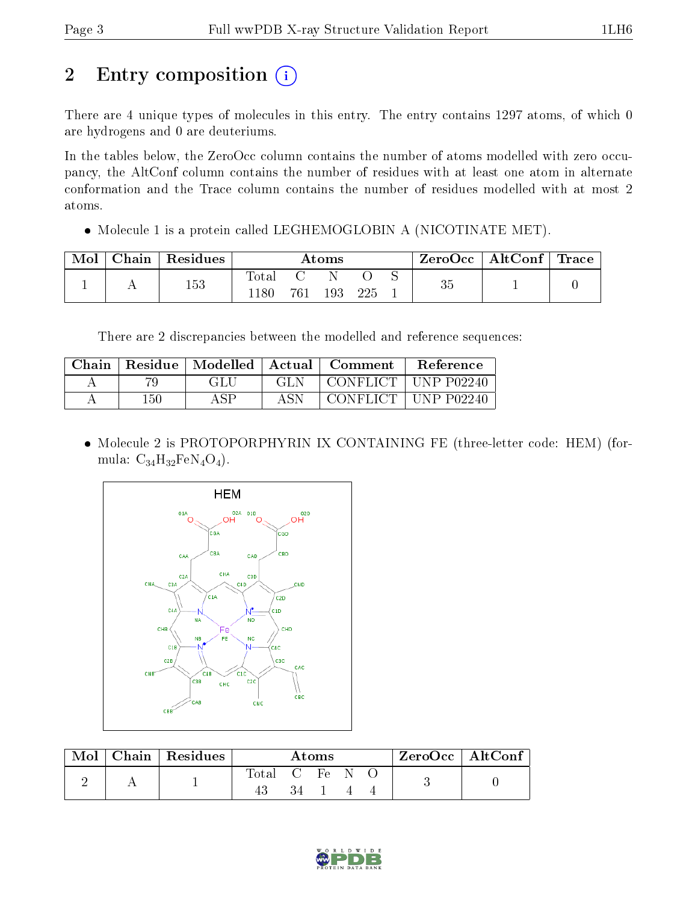# 2 Entry composition

There are 4 unique types of molecules in this entry. The entry contains 1297 atoms, of which 0 are hydrogens and 0 are deuteriums.

In the tables below, the ZeroOcc column contains the number of atoms modelled with zero occupancy, the AltConf column contains the number of residues with at least one atom in alternate conformation and the Trace column contains the number of residues modelled with at most 2 atoms.

- Molecule 1 is a protein called LEGHEMOGLOBIN A (NICOTINATE MET).

| Mol | Chain | Residues | Atoms | | | | | ZeroOcc | AltConf | Trace |
|---|---|---|---|---|---|---|---|---|---|---|
| | | | Total | C | N | O | S | | | |
| 1 | A | 153 | 1180 | 761 | 193 | 225 | 1 | 35 | 1 | 0 |

There are 2 discrepancies between the modelled and reference sequences:

| Chain | Residue | Modelled | Actual | Comment | Reference |
|---|---|---|---|---|---|
| A | 79 | GLU | GLN | CONFLICT | UNP P02240 |
| A | 150 | ASP | ASN | CONFLICT | UNP P02240 |

- Molecule 2 is PROTOPORPHYRIN IX CONTAINING FE (three-letter code: HEM) (formula: $C_{34}H_{32}FeN_4O_4$).

HEM

| Mol | Chain | Residues | Atoms | | | | | ZeroOcc | AltConf |
|---|---|---|---|---|---|---|---|---|---|
| | | | Total | C | Fe | N | O | | |
| 2 | A | 1 | 43 | 34 | 1 | 4 | 4 | 3 | 0 |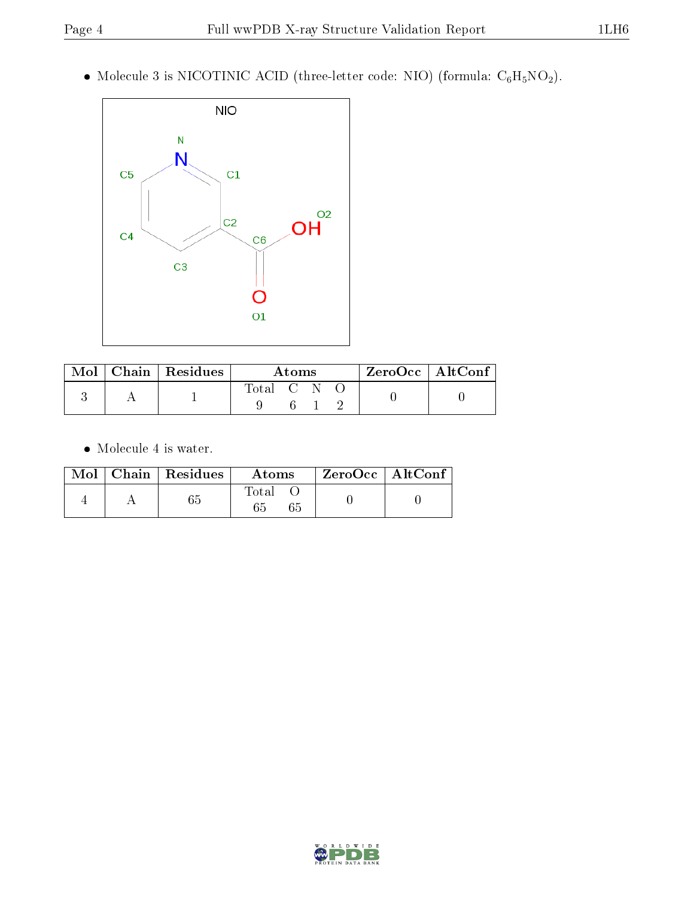- Molecule 3 is NICOTINIC ACID (three-letter code: NIO) (formula: $C_6H_5NO_2$).

NIO

N
C5
C1
C2
C6
O2
OH
C4
C3
O
O1

| Mol | Chain | Residues | Atoms | | | | ZeroOcc | AltConf |
|---|---|---|---|---|---|---|---|---|
| | | | Total | C | N | O | | |
| 3 | A | 1 | 9 | 6 | 1 | 2 | 0 | 0 |

- Molecule 4 is water.

| Mol | Chain | Residues | Atoms | | ZeroOcc | AltConf |
|---|---|---|---|---|---|---|
| | | | Total | O | | |
| 4 | A | 65 | 65 | 65 | 0 | 0 |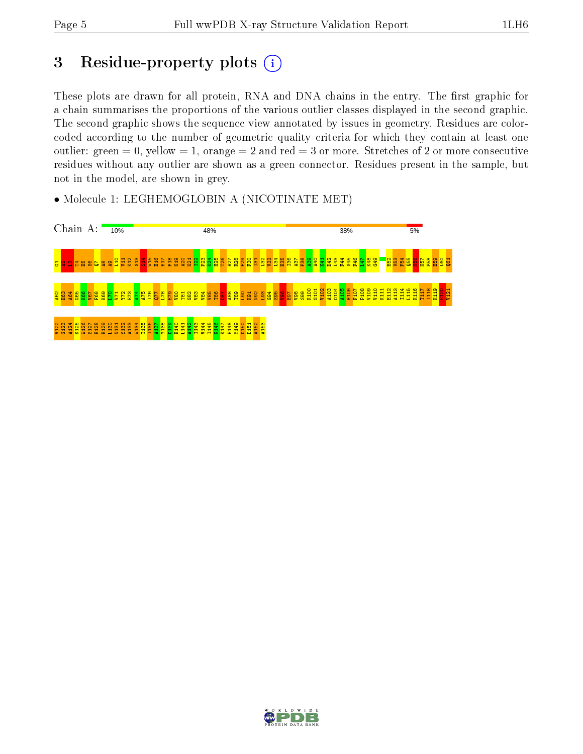# 3 Residue-property plots

These plots are drawn for all protein, RNA and DNA chains in the entry. The first graphic for a chain summarises the proportions of the various outlier classes displayed in the second graphic. The second graphic shows the sequence view annotated by issues in geometry. Residues are color-coded according to the number of geometric quality criteria for which they contain at least one outlier: green = 0, yellow = 1, orange = 2 and red = 3 or more. Stretches of 2 or more consecutive residues without any outlier are shown as a green connector. Residues present in the sample, but not in the model, are shown in grey.

- Molecule 1: LEGHEMOGLOBIN A (NICOTINATE MET)

Chain A:

10%

48%

38%

5%

G1 A2 L3 T4 E5 S6 Q7 A8 A9 L10 V11 K12 S13 S14 W15 E16 E17 F18 N19 A20 N21 I22 P23 K24 H25 T26 H27 R28 F29 F30 I31 L32 V33 L34 E35 I36 A37 P38 A39 A40 K41 D42 L43 F44 S45 F46 L47 K48 G49 E52 V53 P54 Q55 N56 N57 P58 E59 L60 Q61

A62 H63 A64 G65 K66 V67 F68 K69 L70 V71 Y72 E73 A74 A75 I76 Q77 L78 E79 V80 T81 G82 V83 V84 V85 T86 D87 A88 T89 L90 K91 N92 L93 G94 S95 V96 H97 V98 S99 K100 G101 V102 A103 D104 A105 H106 F107 P108 V109 V110 K111 E112 A113 I114 L115 K116 T117 I118 K119 E120 V121

V122 G123 A124 K125 W126 S127 E128 E129 L130 N131 S132 A133 W134 T135 I136 A137 Y138 D139 E140 L141 A142 I143 V144 I145 K146 K147 E148 M149 D150 D151 A152 A153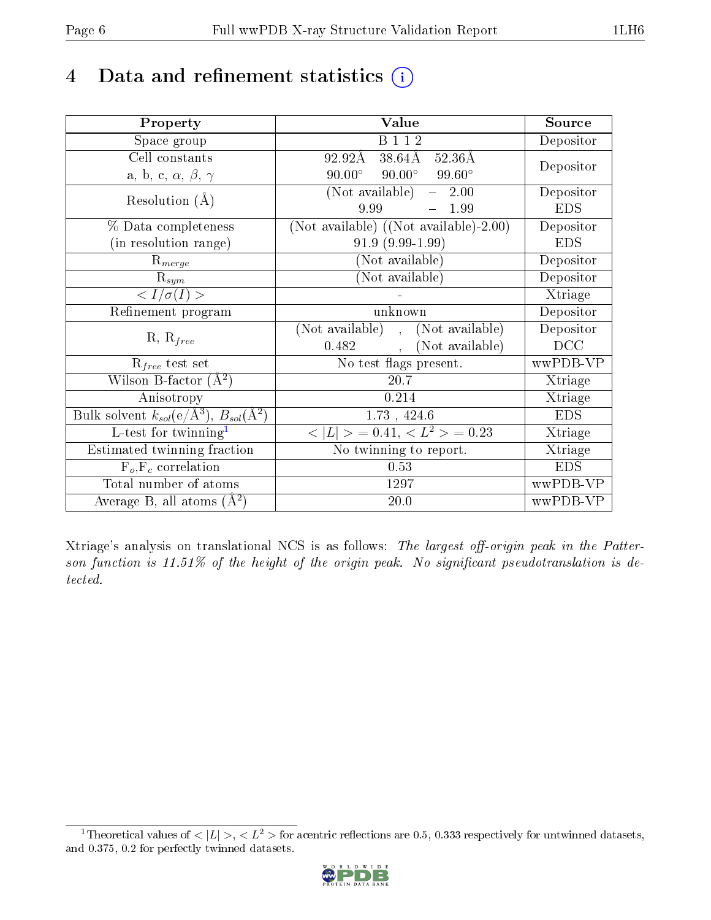# 4 Data and refinement statistics

| Property | Value | Source |
|---|---|---|
| Space group | B 1 1 2 | Depositor |
| Cell constants<br>a, b, c, $\alpha$, $\beta$, $\gamma$ | 92.92Å 38.64Å 52.36Å<br>90.00° 90.00° 99.60° | Depositor |
| Resolution (Å) | (Not available) – 2.00<br>9.99 – 1.99 | Depositor<br>EDS |
| % Data completeness<br>(in resolution range) | (Not available) ((Not available)-2.00)<br>91.9 (9.99-1.99) | Depositor<br>EDS |
| $R_{merge}$ | (Not available) | Depositor |
| $R_{sym}$ | (Not available) | Depositor |
| $< I/\sigma(I) >$ | - | Xtriage |
| Refinement program | unknown | Depositor |
| R, $R_{free}$ | (Not available) , (Not available)<br>0.482 , (Not available) | Depositor<br>DCC |
| $R_{free}$ test set | No test flags present. | wwPDB-VP |
| Wilson B-factor (Å$^2$) | 20.7 | Xtriage |
| Anisotropy | 0.214 | Xtriage |
| Bulk solvent $k_{sol}$(e/Å$^3$), $B_{sol}$(Å$^2$) | 1.73 , 424.6 | EDS |
| L-test for twinning[1] | $<\|L\|> = 0.41$, $< L^2 > = 0.23$ | Xtriage |
| Estimated twinning fraction | No twinning to report. | Xtriage |
| $F_o$,$F_c$ correlation | 0.53 | EDS |
| Total number of atoms | 1297 | wwPDB-VP |
| Average B, all atoms (Å$^2$) | 20.0 | wwPDB-VP |

Xtriage's analysis on translational NCS is as follows: *The largest off-origin peak in the Patterson function is 11.51% of the height of the origin peak. No significant pseudotranslation is detected.*

[1] Theoretical values of $<|L|>$, $< L^2 >$ for acentric reflections are 0.5, 0.333 respectively for untwinned datasets, and 0.375, 0.2 for perfectly twinned datasets.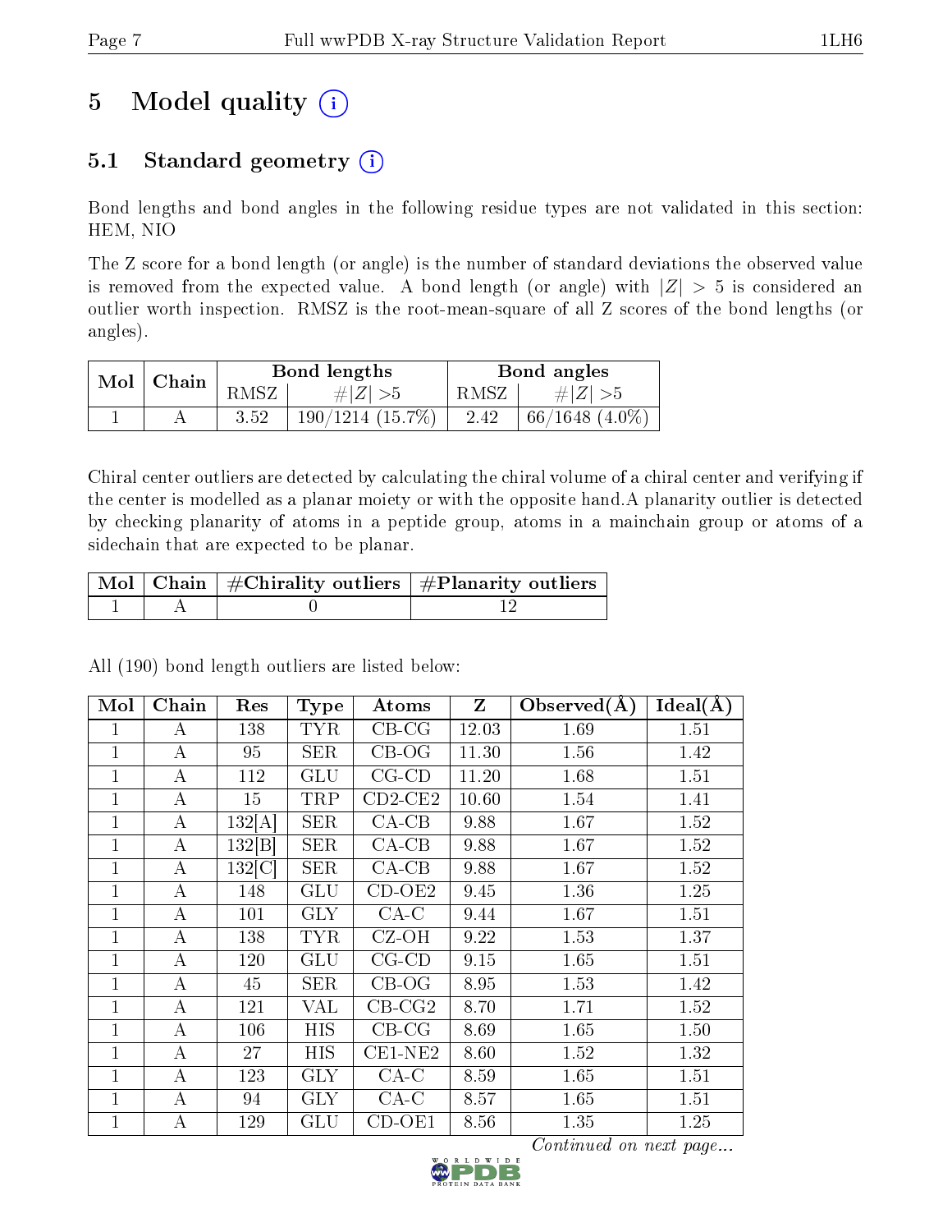# 5 Model quality (i)

## 5.1 Standard geometry (i)

Bond lengths and bond angles in the following residue types are not validated in this section: HEM, NIO

The Z score for a bond length (or angle) is the number of standard deviations the observed value is removed from the expected value. A bond length (or angle) with $|Z| > 5$ is considered an outlier worth inspection. RMSZ is the root-mean-square of all Z scores of the bond lengths (or angles).

| Mol | Chain | Bond lengths | | Bond angles | |
|---|---|---|---|---|---|
| | | RMSZ | #$\|Z\|$ >5 | RMSZ | #$\|Z\|$ >5 |
| 1 | A | 3.52 | 190/1214 (15.7%) | 2.42 | 66/1648 (4.0%) |

Chiral center outliers are detected by calculating the chiral volume of a chiral center and verifying if the center is modelled as a planar moiety or with the opposite hand.A planarity outlier is detected by checking planarity of atoms in a peptide group, atoms in a mainchain group or atoms of a sidechain that are expected to be planar.

| Mol | Chain | #Chirality outliers | #Planarity outliers |
|---|---|---|---|
| 1 | A | 0 | 12 |

All (190) bond length outliers are listed below:

| Mol | Chain | Res | Type | Atoms | Z | Observed(Å) | Ideal(Å) |
|---|---|---|---|---|---|---|---|
| 1 | A | 138 | TYR | CB-CG | 12.03 | 1.69 | 1.51 |
| 1 | A | 95 | SER | CB-OG | 11.30 | 1.56 | 1.42 |
| 1 | A | 112 | GLU | CG-CD | 11.20 | 1.68 | 1.51 |
| 1 | A | 15 | TRP | CD2-CE2 | 10.60 | 1.54 | 1.41 |
| 1 | A | 132[A] | SER | CA-CB | 9.88 | 1.67 | 1.52 |
| 1 | A | 132[B] | SER | CA-CB | 9.88 | 1.67 | 1.52 |
| 1 | A | 132[C] | SER | CA-CB | 9.88 | 1.67 | 1.52 |
| 1 | A | 148 | GLU | CD-OE2 | 9.45 | 1.36 | 1.25 |
| 1 | A | 101 | GLY | CA-C | 9.44 | 1.67 | 1.51 |
| 1 | A | 138 | TYR | CZ-OH | 9.22 | 1.53 | 1.37 |
| 1 | A | 120 | GLU | CG-CD | 9.15 | 1.65 | 1.51 |
| 1 | A | 45 | SER | CB-OG | 8.95 | 1.53 | 1.42 |
| 1 | A | 121 | VAL | CB-CG2 | 8.70 | 1.71 | 1.52 |
| 1 | A | 106 | HIS | CB-CG | 8.69 | 1.65 | 1.50 |
| 1 | A | 27 | HIS | CE1-NE2 | 8.60 | 1.52 | 1.32 |
| 1 | A | 123 | GLY | CA-C | 8.59 | 1.65 | 1.51 |
| 1 | A | 94 | GLY | CA-C | 8.57 | 1.65 | 1.51 |
| 1 | A | 129 | GLU | CD-OE1 | 8.56 | 1.35 | 1.25 |

*Continued on next page...*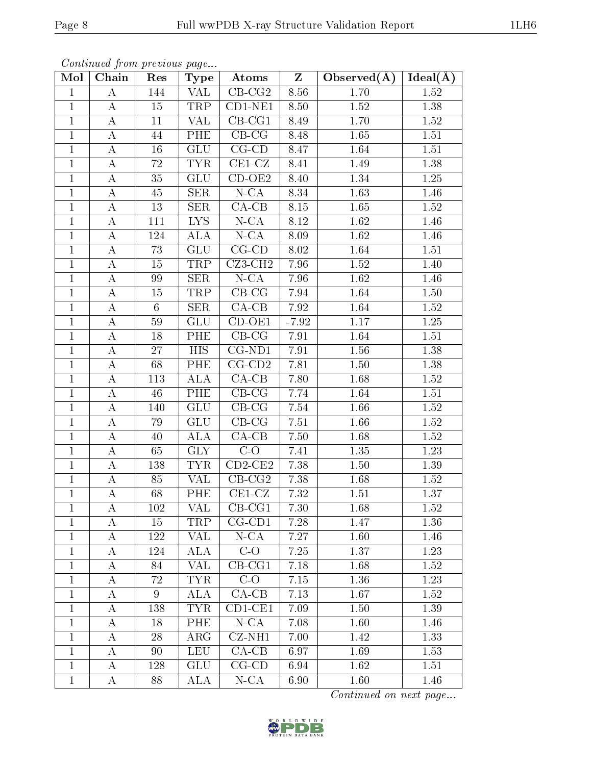*Continued from previous page...*

| Mol | Chain | Res | Type | Atoms | Z | Observed(Å) | Ideal(Å) |
|---|---|---|---|---|---|---|---|
| 1 | A | 144 | VAL | CB-CG2 | 8.56 | 1.70 | 1.52 |
| 1 | A | 15 | TRP | CD1-NE1 | 8.50 | 1.52 | 1.38 |
| 1 | A | 11 | VAL | CB-CG1 | 8.49 | 1.70 | 1.52 |
| 1 | A | 44 | PHE | CB-CG | 8.48 | 1.65 | 1.51 |
| 1 | A | 16 | GLU | CG-CD | 8.47 | 1.64 | 1.51 |
| 1 | A | 72 | TYR | CE1-CZ | 8.41 | 1.49 | 1.38 |
| 1 | A | 35 | GLU | CD-OE2 | 8.40 | 1.34 | 1.25 |
| 1 | A | 45 | SER | N-CA | 8.34 | 1.63 | 1.46 |
| 1 | A | 13 | SER | CA-CB | 8.15 | 1.65 | 1.52 |
| 1 | A | 111 | LYS | N-CA | 8.12 | 1.62 | 1.46 |
| 1 | A | 124 | ALA | N-CA | 8.09 | 1.62 | 1.46 |
| 1 | A | 73 | GLU | CG-CD | 8.02 | 1.64 | 1.51 |
| 1 | A | 15 | TRP | CZ3-CH2 | 7.96 | 1.52 | 1.40 |
| 1 | A | 99 | SER | N-CA | 7.96 | 1.62 | 1.46 |
| 1 | A | 15 | TRP | CB-CG | 7.94 | 1.64 | 1.50 |
| 1 | A | 6 | SER | CA-CB | 7.92 | 1.64 | 1.52 |
| 1 | A | 59 | GLU | CD-OE1 | -7.92 | 1.17 | 1.25 |
| 1 | A | 18 | PHE | CB-CG | 7.91 | 1.64 | 1.51 |
| 1 | A | 27 | HIS | CG-ND1 | 7.91 | 1.56 | 1.38 |
| 1 | A | 68 | PHE | CG-CD2 | 7.81 | 1.50 | 1.38 |
| 1 | A | 113 | ALA | CA-CB | 7.80 | 1.68 | 1.52 |
| 1 | A | 46 | PHE | CB-CG | 7.74 | 1.64 | 1.51 |
| 1 | A | 140 | GLU | CB-CG | 7.54 | 1.66 | 1.52 |
| 1 | A | 79 | GLU | CB-CG | 7.51 | 1.66 | 1.52 |
| 1 | A | 40 | ALA | CA-CB | 7.50 | 1.68 | 1.52 |
| 1 | A | 65 | GLY | C-O | 7.41 | 1.35 | 1.23 |
| 1 | A | 138 | TYR | CD2-CE2 | 7.38 | 1.50 | 1.39 |
| 1 | A | 85 | VAL | CB-CG2 | 7.38 | 1.68 | 1.52 |
| 1 | A | 68 | PHE | CE1-CZ | 7.32 | 1.51 | 1.37 |
| 1 | A | 102 | VAL | CB-CG1 | 7.30 | 1.68 | 1.52 |
| 1 | A | 15 | TRP | CG-CD1 | 7.28 | 1.47 | 1.36 |
| 1 | A | 122 | VAL | N-CA | 7.27 | 1.60 | 1.46 |
| 1 | A | 124 | ALA | C-O | 7.25 | 1.37 | 1.23 |
| 1 | A | 84 | VAL | CB-CG1 | 7.18 | 1.68 | 1.52 |
| 1 | A | 72 | TYR | C-O | 7.15 | 1.36 | 1.23 |
| 1 | A | 9 | ALA | CA-CB | 7.13 | 1.67 | 1.52 |
| 1 | A | 138 | TYR | CD1-CE1 | 7.09 | 1.50 | 1.39 |
| 1 | A | 18 | PHE | N-CA | 7.08 | 1.60 | 1.46 |
| 1 | A | 28 | ARG | CZ-NH1 | 7.00 | 1.42 | 1.33 |
| 1 | A | 90 | LEU | CA-CB | 6.97 | 1.69 | 1.53 |
| 1 | A | 128 | GLU | CG-CD | 6.94 | 1.62 | 1.51 |
| 1 | A | 88 | ALA | N-CA | 6.90 | 1.60 | 1.46 |

*Continued on next page...*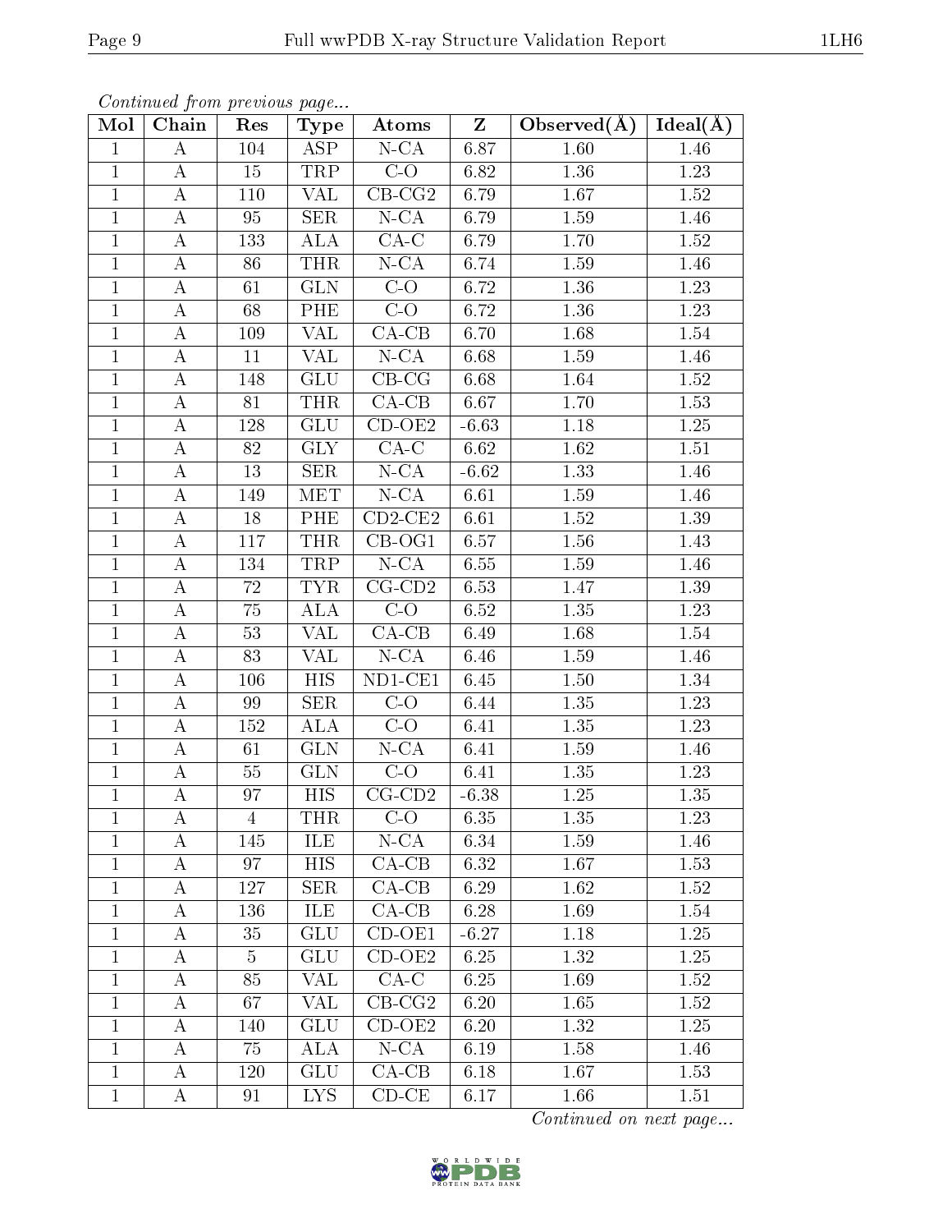*Continued from previous page...*

| Mol | Chain | Res | Type | Atoms | Z | Observed(Å) | Ideal(Å) |
|---|---|---|---|---|---|---|---|
| 1 | A | 104 | ASP | N-CA | 6.87 | 1.60 | 1.46 |
| 1 | A | 15 | TRP | C-O | 6.82 | 1.36 | 1.23 |
| 1 | A | 110 | VAL | CB-CG2 | 6.79 | 1.67 | 1.52 |
| 1 | A | 95 | SER | N-CA | 6.79 | 1.59 | 1.46 |
| 1 | A | 133 | ALA | CA-C | 6.79 | 1.70 | 1.52 |
| 1 | A | 86 | THR | N-CA | 6.74 | 1.59 | 1.46 |
| 1 | A | 61 | GLN | C-O | 6.72 | 1.36 | 1.23 |
| 1 | A | 68 | PHE | C-O | 6.72 | 1.36 | 1.23 |
| 1 | A | 109 | VAL | CA-CB | 6.70 | 1.68 | 1.54 |
| 1 | A | 11 | VAL | N-CA | 6.68 | 1.59 | 1.46 |
| 1 | A | 148 | GLU | CB-CG | 6.68 | 1.64 | 1.52 |
| 1 | A | 81 | THR | CA-CB | 6.67 | 1.70 | 1.53 |
| 1 | A | 128 | GLU | CD-OE2 | -6.63 | 1.18 | 1.25 |
| 1 | A | 82 | GLY | CA-C | 6.62 | 1.62 | 1.51 |
| 1 | A | 13 | SER | N-CA | -6.62 | 1.33 | 1.46 |
| 1 | A | 149 | MET | N-CA | 6.61 | 1.59 | 1.46 |
| 1 | A | 18 | PHE | CD2-CE2 | 6.61 | 1.52 | 1.39 |
| 1 | A | 117 | THR | CB-OG1 | 6.57 | 1.56 | 1.43 |
| 1 | A | 134 | TRP | N-CA | 6.55 | 1.59 | 1.46 |
| 1 | A | 72 | TYR | CG-CD2 | 6.53 | 1.47 | 1.39 |
| 1 | A | 75 | ALA | C-O | 6.52 | 1.35 | 1.23 |
| 1 | A | 53 | VAL | CA-CB | 6.49 | 1.68 | 1.54 |
| 1 | A | 83 | VAL | N-CA | 6.46 | 1.59 | 1.46 |
| 1 | A | 106 | HIS | ND1-CE1 | 6.45 | 1.50 | 1.34 |
| 1 | A | 99 | SER | C-O | 6.44 | 1.35 | 1.23 |
| 1 | A | 152 | ALA | C-O | 6.41 | 1.35 | 1.23 |
| 1 | A | 61 | GLN | N-CA | 6.41 | 1.59 | 1.46 |
| 1 | A | 55 | GLN | C-O | 6.41 | 1.35 | 1.23 |
| 1 | A | 97 | HIS | CG-CD2 | -6.38 | 1.25 | 1.35 |
| 1 | A | 4 | THR | C-O | 6.35 | 1.35 | 1.23 |
| 1 | A | 145 | ILE | N-CA | 6.34 | 1.59 | 1.46 |
| 1 | A | 97 | HIS | CA-CB | 6.32 | 1.67 | 1.53 |
| 1 | A | 127 | SER | CA-CB | 6.29 | 1.62 | 1.52 |
| 1 | A | 136 | ILE | CA-CB | 6.28 | 1.69 | 1.54 |
| 1 | A | 35 | GLU | CD-OE1 | -6.27 | 1.18 | 1.25 |
| 1 | A | 5 | GLU | CD-OE2 | 6.25 | 1.32 | 1.25 |
| 1 | A | 85 | VAL | CA-C | 6.25 | 1.69 | 1.52 |
| 1 | A | 67 | VAL | CB-CG2 | 6.20 | 1.65 | 1.52 |
| 1 | A | 140 | GLU | CD-OE2 | 6.20 | 1.32 | 1.25 |
| 1 | A | 75 | ALA | N-CA | 6.19 | 1.58 | 1.46 |
| 1 | A | 120 | GLU | CA-CB | 6.18 | 1.67 | 1.53 |
| 1 | A | 91 | LYS | CD-CE | 6.17 | 1.66 | 1.51 |

*Continued on next page...*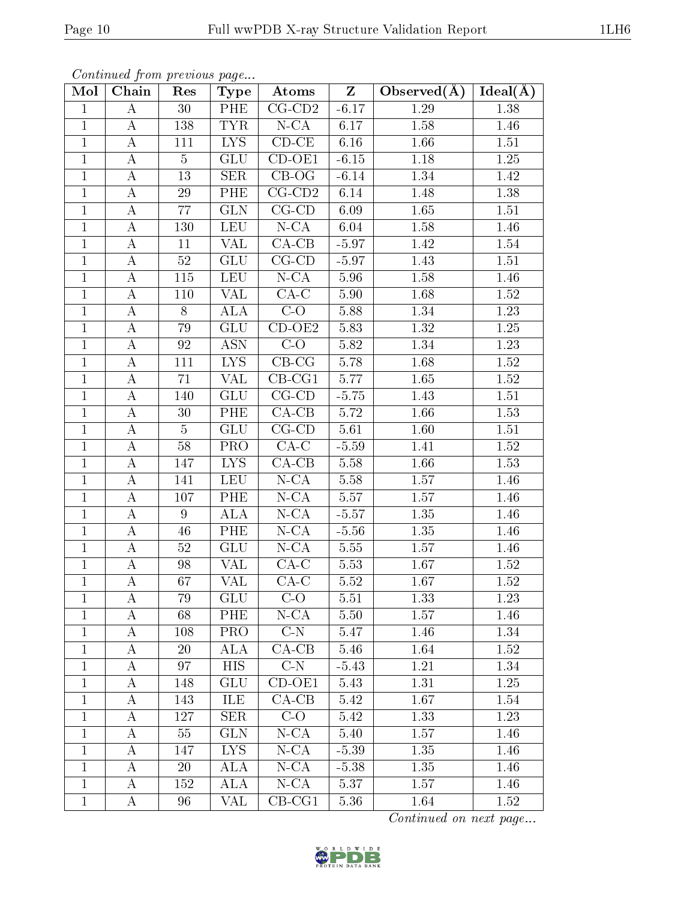*Continued from previous page...*

| Mol | Chain | Res | Type | Atoms | Z | Observed(Å) | Ideal(Å) |
|---|---|---|---|---|---|---|---|
| 1 | A | 30 | PHE | CG-CD2 | -6.17 | 1.29 | 1.38 |
| 1 | A | 138 | TYR | N-CA | 6.17 | 1.58 | 1.46 |
| 1 | A | 111 | LYS | CD-CE | 6.16 | 1.66 | 1.51 |
| 1 | A | 5 | GLU | CD-OE1 | -6.15 | 1.18 | 1.25 |
| 1 | A | 13 | SER | CB-OG | -6.14 | 1.34 | 1.42 |
| 1 | A | 29 | PHE | CG-CD2 | 6.14 | 1.48 | 1.38 |
| 1 | A | 77 | GLN | CG-CD | 6.09 | 1.65 | 1.51 |
| 1 | A | 130 | LEU | N-CA | 6.04 | 1.58 | 1.46 |
| 1 | A | 11 | VAL | CA-CB | -5.97 | 1.42 | 1.54 |
| 1 | A | 52 | GLU | CG-CD | -5.97 | 1.43 | 1.51 |
| 1 | A | 115 | LEU | N-CA | 5.96 | 1.58 | 1.46 |
| 1 | A | 110 | VAL | CA-C | 5.90 | 1.68 | 1.52 |
| 1 | A | 8 | ALA | C-O | 5.88 | 1.34 | 1.23 |
| 1 | A | 79 | GLU | CD-OE2 | 5.83 | 1.32 | 1.25 |
| 1 | A | 92 | ASN | C-O | 5.82 | 1.34 | 1.23 |
| 1 | A | 111 | LYS | CB-CG | 5.78 | 1.68 | 1.52 |
| 1 | A | 71 | VAL | CB-CG1 | 5.77 | 1.65 | 1.52 |
| 1 | A | 140 | GLU | CG-CD | -5.75 | 1.43 | 1.51 |
| 1 | A | 30 | PHE | CA-CB | 5.72 | 1.66 | 1.53 |
| 1 | A | 5 | GLU | CG-CD | 5.61 | 1.60 | 1.51 |
| 1 | A | 58 | PRO | CA-C | -5.59 | 1.41 | 1.52 |
| 1 | A | 147 | LYS | CA-CB | 5.58 | 1.66 | 1.53 |
| 1 | A | 141 | LEU | N-CA | 5.58 | 1.57 | 1.46 |
| 1 | A | 107 | PHE | N-CA | 5.57 | 1.57 | 1.46 |
| 1 | A | 9 | ALA | N-CA | -5.57 | 1.35 | 1.46 |
| 1 | A | 46 | PHE | N-CA | -5.56 | 1.35 | 1.46 |
| 1 | A | 52 | GLU | N-CA | 5.55 | 1.57 | 1.46 |
| 1 | A | 98 | VAL | CA-C | 5.53 | 1.67 | 1.52 |
| 1 | A | 67 | VAL | CA-C | 5.52 | 1.67 | 1.52 |
| 1 | A | 79 | GLU | C-O | 5.51 | 1.33 | 1.23 |
| 1 | A | 68 | PHE | N-CA | 5.50 | 1.57 | 1.46 |
| 1 | A | 108 | PRO | C-N | 5.47 | 1.46 | 1.34 |
| 1 | A | 20 | ALA | CA-CB | 5.46 | 1.64 | 1.52 |
| 1 | A | 97 | HIS | C-N | -5.43 | 1.21 | 1.34 |
| 1 | A | 148 | GLU | CD-OE1 | 5.43 | 1.31 | 1.25 |
| 1 | A | 143 | ILE | CA-CB | 5.42 | 1.67 | 1.54 |
| 1 | A | 127 | SER | C-O | 5.42 | 1.33 | 1.23 |
| 1 | A | 55 | GLN | N-CA | 5.40 | 1.57 | 1.46 |
| 1 | A | 147 | LYS | N-CA | -5.39 | 1.35 | 1.46 |
| 1 | A | 20 | ALA | N-CA | -5.38 | 1.35 | 1.46 |
| 1 | A | 152 | ALA | N-CA | 5.37 | 1.57 | 1.46 |
| 1 | A | 96 | VAL | CB-CG1 | 5.36 | 1.64 | 1.52 |

*Continued on next page...*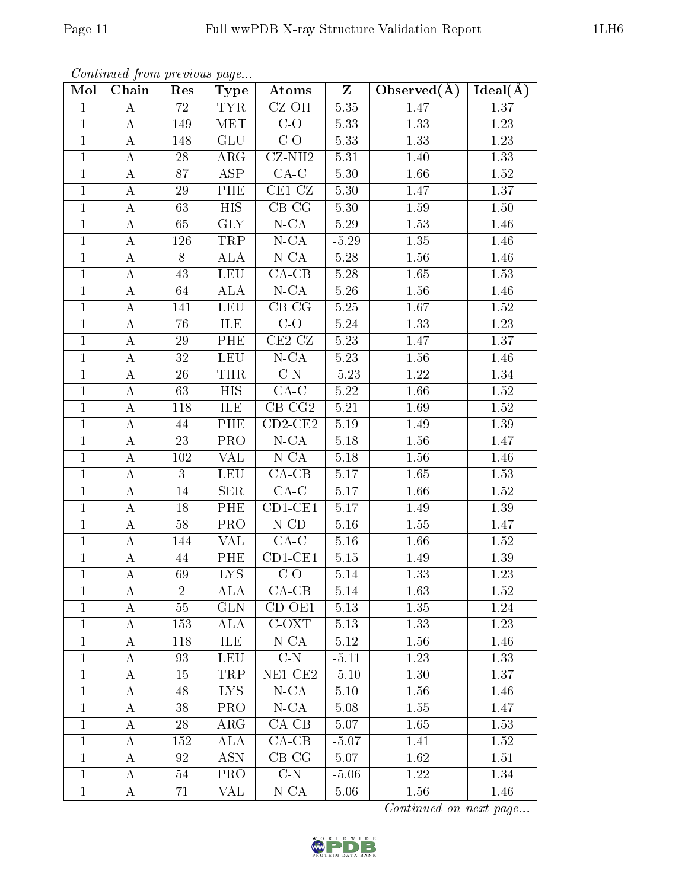*Continued from previous page...*

| Mol | Chain | Res | Type | Atoms | Z | Observed(Å) | Ideal(Å) |
|---|---|---|---|---|---|---|---|
| 1 | A | 72 | TYR | CZ-OH | 5.35 | 1.47 | 1.37 |
| 1 | A | 149 | MET | C-O | 5.33 | 1.33 | 1.23 |
| 1 | A | 148 | GLU | C-O | 5.33 | 1.33 | 1.23 |
| 1 | A | 28 | ARG | CZ-NH2 | 5.31 | 1.40 | 1.33 |
| 1 | A | 87 | ASP | CA-C | 5.30 | 1.66 | 1.52 |
| 1 | A | 29 | PHE | CE1-CZ | 5.30 | 1.47 | 1.37 |
| 1 | A | 63 | HIS | CB-CG | 5.30 | 1.59 | 1.50 |
| 1 | A | 65 | GLY | N-CA | 5.29 | 1.53 | 1.46 |
| 1 | A | 126 | TRP | N-CA | -5.29 | 1.35 | 1.46 |
| 1 | A | 8 | ALA | N-CA | 5.28 | 1.56 | 1.46 |
| 1 | A | 43 | LEU | CA-CB | 5.28 | 1.65 | 1.53 |
| 1 | A | 64 | ALA | N-CA | 5.26 | 1.56 | 1.46 |
| 1 | A | 141 | LEU | CB-CG | 5.25 | 1.67 | 1.52 |
| 1 | A | 76 | ILE | C-O | 5.24 | 1.33 | 1.23 |
| 1 | A | 29 | PHE | CE2-CZ | 5.23 | 1.47 | 1.37 |
| 1 | A | 32 | LEU | N-CA | 5.23 | 1.56 | 1.46 |
| 1 | A | 26 | THR | C-N | -5.23 | 1.22 | 1.34 |
| 1 | A | 63 | HIS | CA-C | 5.22 | 1.66 | 1.52 |
| 1 | A | 118 | ILE | CB-CG2 | 5.21 | 1.69 | 1.52 |
| 1 | A | 44 | PHE | CD2-CE2 | 5.19 | 1.49 | 1.39 |
| 1 | A | 23 | PRO | N-CA | 5.18 | 1.56 | 1.47 |
| 1 | A | 102 | VAL | N-CA | 5.18 | 1.56 | 1.46 |
| 1 | A | 3 | LEU | CA-CB | 5.17 | 1.65 | 1.53 |
| 1 | A | 14 | SER | CA-C | 5.17 | 1.66 | 1.52 |
| 1 | A | 18 | PHE | CD1-CE1 | 5.17 | 1.49 | 1.39 |
| 1 | A | 58 | PRO | N-CD | 5.16 | 1.55 | 1.47 |
| 1 | A | 144 | VAL | CA-C | 5.16 | 1.66 | 1.52 |
| 1 | A | 44 | PHE | CD1-CE1 | 5.15 | 1.49 | 1.39 |
| 1 | A | 69 | LYS | C-O | 5.14 | 1.33 | 1.23 |
| 1 | A | 2 | ALA | CA-CB | 5.14 | 1.63 | 1.52 |
| 1 | A | 55 | GLN | CD-OE1 | 5.13 | 1.35 | 1.24 |
| 1 | A | 153 | ALA | C-OXT | 5.13 | 1.33 | 1.23 |
| 1 | A | 118 | ILE | N-CA | 5.12 | 1.56 | 1.46 |
| 1 | A | 93 | LEU | C-N | -5.11 | 1.23 | 1.33 |
| 1 | A | 15 | TRP | NE1-CE2 | -5.10 | 1.30 | 1.37 |
| 1 | A | 48 | LYS | N-CA | 5.10 | 1.56 | 1.46 |
| 1 | A | 38 | PRO | N-CA | 5.08 | 1.55 | 1.47 |
| 1 | A | 28 | ARG | CA-CB | 5.07 | 1.65 | 1.53 |
| 1 | A | 152 | ALA | CA-CB | -5.07 | 1.41 | 1.52 |
| 1 | A | 92 | ASN | CB-CG | 5.07 | 1.62 | 1.51 |
| 1 | A | 54 | PRO | C-N | -5.06 | 1.22 | 1.34 |
| 1 | A | 71 | VAL | N-CA | 5.06 | 1.56 | 1.46 |

*Continued on next page...*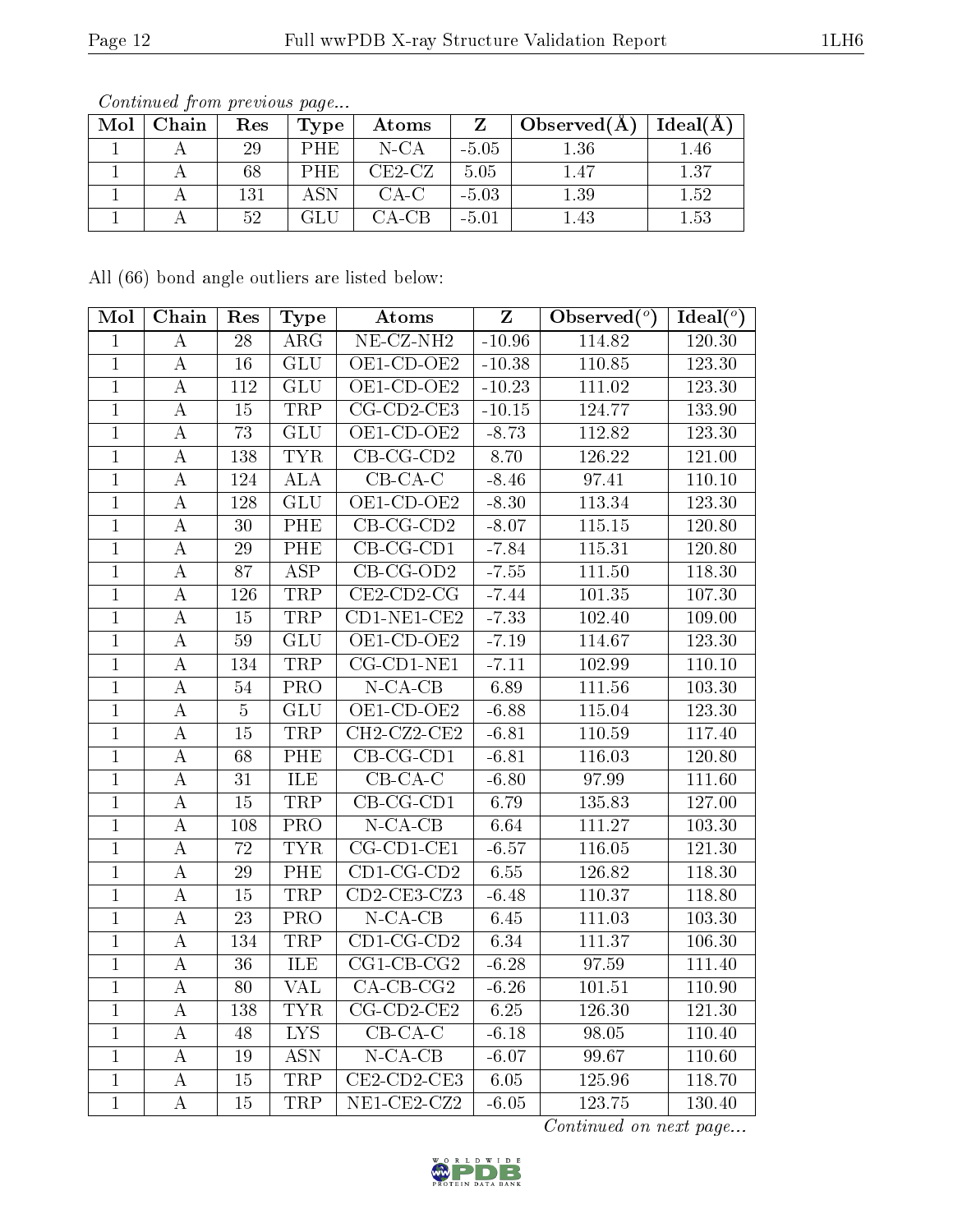*Continued from previous page...*

| Mol | Chain | Res | Type | Atoms | Z | Observed(Å) | Ideal(Å) |
|---|---|---|---|---|---|---|---|
| 1 | A | 29 | PHE | N-CA | -5.05 | 1.36 | 1.46 |
| 1 | A | 68 | PHE | CE2-CZ | 5.05 | 1.47 | 1.37 |
| 1 | A | 131 | ASN | CA-C | -5.03 | 1.39 | 1.52 |
| 1 | A | 52 | GLU | CA-CB | -5.01 | 1.43 | 1.53 |

All (66) bond angle outliers are listed below:

| Mol | Chain | Res | Type | Atoms | Z | Observed($^o$) | Ideal($^o$) |
|---|---|---|---|---|---|---|---|
| 1 | A | 28 | ARG | NE-CZ-NH2 | -10.96 | 114.82 | 120.30 |
| 1 | A | 16 | GLU | OE1-CD-OE2 | -10.38 | 110.85 | 123.30 |
| 1 | A | 112 | GLU | OE1-CD-OE2 | -10.23 | 111.02 | 123.30 |
| 1 | A | 15 | TRP | CG-CD2-CE3 | -10.15 | 124.77 | 133.90 |
| 1 | A | 73 | GLU | OE1-CD-OE2 | -8.73 | 112.82 | 123.30 |
| 1 | A | 138 | TYR | CB-CG-CD2 | 8.70 | 126.22 | 121.00 |
| 1 | A | 124 | ALA | CB-CA-C | -8.46 | 97.41 | 110.10 |
| 1 | A | 128 | GLU | OE1-CD-OE2 | -8.30 | 113.34 | 123.30 |
| 1 | A | 30 | PHE | CB-CG-CD2 | -8.07 | 115.15 | 120.80 |
| 1 | A | 29 | PHE | CB-CG-CD1 | -7.84 | 115.31 | 120.80 |
| 1 | A | 87 | ASP | CB-CG-OD2 | -7.55 | 111.50 | 118.30 |
| 1 | A | 126 | TRP | CE2-CD2-CG | -7.44 | 101.35 | 107.30 |
| 1 | A | 15 | TRP | CD1-NE1-CE2 | -7.33 | 102.40 | 109.00 |
| 1 | A | 59 | GLU | OE1-CD-OE2 | -7.19 | 114.67 | 123.30 |
| 1 | A | 134 | TRP | CG-CD1-NE1 | -7.11 | 102.99 | 110.10 |
| 1 | A | 54 | PRO | N-CA-CB | 6.89 | 111.56 | 103.30 |
| 1 | A | 5 | GLU | OE1-CD-OE2 | -6.88 | 115.04 | 123.30 |
| 1 | A | 15 | TRP | CH2-CZ2-CE2 | -6.81 | 110.59 | 117.40 |
| 1 | A | 68 | PHE | CB-CG-CD1 | -6.81 | 116.03 | 120.80 |
| 1 | A | 31 | ILE | CB-CA-C | -6.80 | 97.99 | 111.60 |
| 1 | A | 15 | TRP | CB-CG-CD1 | 6.79 | 135.83 | 127.00 |
| 1 | A | 108 | PRO | N-CA-CB | 6.64 | 111.27 | 103.30 |
| 1 | A | 72 | TYR | CG-CD1-CE1 | -6.57 | 116.05 | 121.30 |
| 1 | A | 29 | PHE | CD1-CG-CD2 | 6.55 | 126.82 | 118.30 |
| 1 | A | 15 | TRP | CD2-CE3-CZ3 | -6.48 | 110.37 | 118.80 |
| 1 | A | 23 | PRO | N-CA-CB | 6.45 | 111.03 | 103.30 |
| 1 | A | 134 | TRP | CD1-CG-CD2 | 6.34 | 111.37 | 106.30 |
| 1 | A | 36 | ILE | CG1-CB-CG2 | -6.28 | 97.59 | 111.40 |
| 1 | A | 80 | VAL | CA-CB-CG2 | -6.26 | 101.51 | 110.90 |
| 1 | A | 138 | TYR | CG-CD2-CE2 | 6.25 | 126.30 | 121.30 |
| 1 | A | 48 | LYS | CB-CA-C | -6.18 | 98.05 | 110.40 |
| 1 | A | 19 | ASN | N-CA-CB | -6.07 | 99.67 | 110.60 |
| 1 | A | 15 | TRP | CE2-CD2-CE3 | 6.05 | 125.96 | 118.70 |
| 1 | A | 15 | TRP | NE1-CE2-CZ2 | -6.05 | 123.75 | 130.40 |

*Continued on next page...*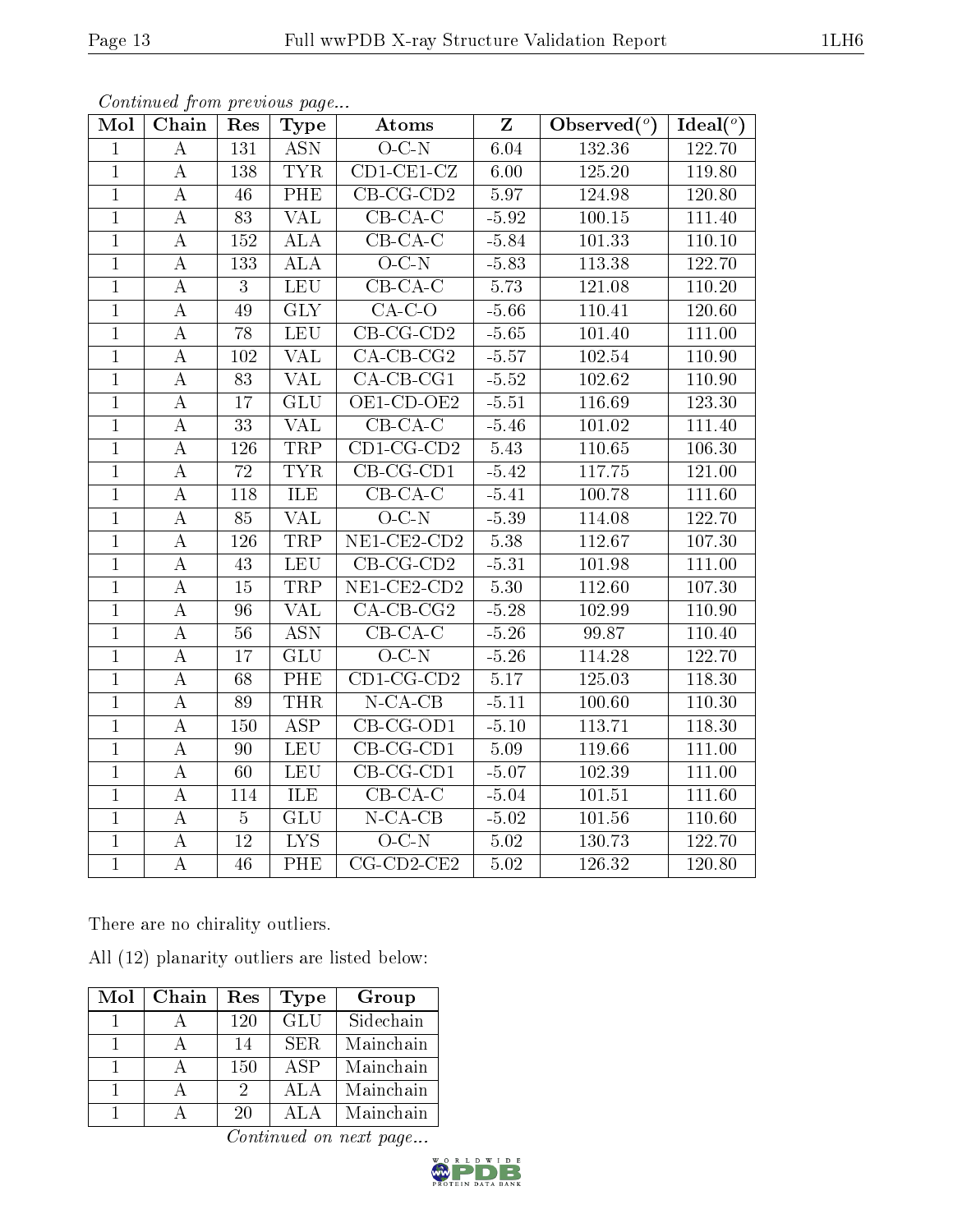*Continued from previous page...*

| Mol | Chain | Res | Type | Atoms | Z | Observed(°) | Ideal(°) |
| --- | --- | --- | --- | --- | --- | --- | --- |
| 1 | A | 131 | ASN | O-C-N | 6.04 | 132.36 | 122.70 |
| 1 | A | 138 | TYR | CD1-CE1-CZ | 6.00 | 125.20 | 119.80 |
| 1 | A | 46 | PHE | CB-CG-CD2 | 5.97 | 124.98 | 120.80 |
| 1 | A | 83 | VAL | CB-CA-C | -5.92 | 100.15 | 111.40 |
| 1 | A | 152 | ALA | CB-CA-C | -5.84 | 101.33 | 110.10 |
| 1 | A | 133 | ALA | O-C-N | -5.83 | 113.38 | 122.70 |
| 1 | A | 3 | LEU | CB-CA-C | 5.73 | 121.08 | 110.20 |
| 1 | A | 49 | GLY | CA-C-O | -5.66 | 110.41 | 120.60 |
| 1 | A | 78 | LEU | CB-CG-CD2 | -5.65 | 101.40 | 111.00 |
| 1 | A | 102 | VAL | CA-CB-CG2 | -5.57 | 102.54 | 110.90 |
| 1 | A | 83 | VAL | CA-CB-CG1 | -5.52 | 102.62 | 110.90 |
| 1 | A | 17 | GLU | OE1-CD-OE2 | -5.51 | 116.69 | 123.30 |
| 1 | A | 33 | VAL | CB-CA-C | -5.46 | 101.02 | 111.40 |
| 1 | A | 126 | TRP | CD1-CG-CD2 | 5.43 | 110.65 | 106.30 |
| 1 | A | 72 | TYR | CB-CG-CD1 | -5.42 | 117.75 | 121.00 |
| 1 | A | 118 | ILE | CB-CA-C | -5.41 | 100.78 | 111.60 |
| 1 | A | 85 | VAL | O-C-N | -5.39 | 114.08 | 122.70 |
| 1 | A | 126 | TRP | NE1-CE2-CD2 | 5.38 | 112.67 | 107.30 |
| 1 | A | 43 | LEU | CB-CG-CD2 | -5.31 | 101.98 | 111.00 |
| 1 | A | 15 | TRP | NE1-CE2-CD2 | 5.30 | 112.60 | 107.30 |
| 1 | A | 96 | VAL | CA-CB-CG2 | -5.28 | 102.99 | 110.90 |
| 1 | A | 56 | ASN | CB-CA-C | -5.26 | 99.87 | 110.40 |
| 1 | A | 17 | GLU | O-C-N | -5.26 | 114.28 | 122.70 |
| 1 | A | 68 | PHE | CD1-CG-CD2 | 5.17 | 125.03 | 118.30 |
| 1 | A | 89 | THR | N-CA-CB | -5.11 | 100.60 | 110.30 |
| 1 | A | 150 | ASP | CB-CG-OD1 | -5.10 | 113.71 | 118.30 |
| 1 | A | 90 | LEU | CB-CG-CD1 | 5.09 | 119.66 | 111.00 |
| 1 | A | 60 | LEU | CB-CG-CD1 | -5.07 | 102.39 | 111.00 |
| 1 | A | 114 | ILE | CB-CA-C | -5.04 | 101.51 | 111.60 |
| 1 | A | 5 | GLU | N-CA-CB | -5.02 | 101.56 | 110.60 |
| 1 | A | 12 | LYS | O-C-N | 5.02 | 130.73 | 122.70 |
| 1 | A | 46 | PHE | CG-CD2-CE2 | 5.02 | 126.32 | 120.80 |

There are no chirality outliers.

All (12) planarity outliers are listed below:

| Mol | Chain | Res | Type | Group |
| --- | --- | --- | --- | --- |
| 1 | A | 120 | GLU | Sidechain |
| 1 | A | 14 | SER | Mainchain |
| 1 | A | 150 | ASP | Mainchain |
| 1 | A | 2 | ALA | Mainchain |
| 1 | A | 20 | ALA | Mainchain |

*Continued on next page...*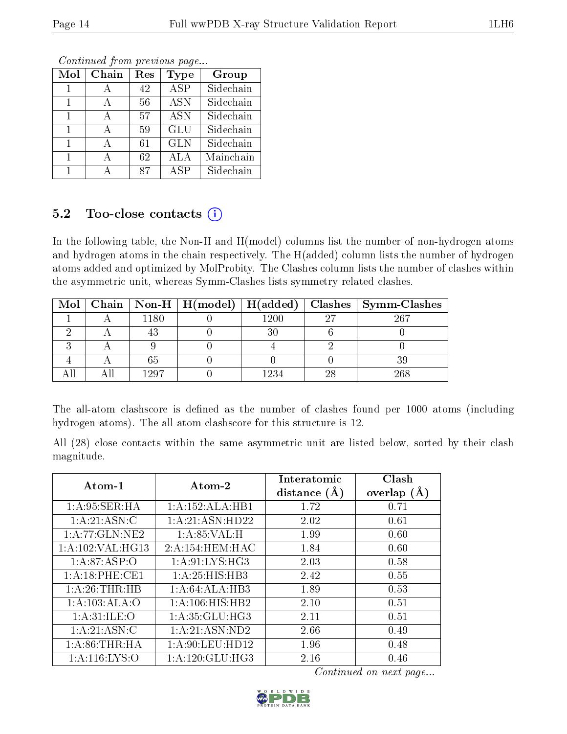*Continued from previous page...*

| Mol | Chain | Res | Type | Group |
|---|---|---|---|---|
| 1 | A | 42 | ASP | Sidechain |
| 1 | A | 56 | ASN | Sidechain |
| 1 | A | 57 | ASN | Sidechain |
| 1 | A | 59 | GLU | Sidechain |
| 1 | A | 61 | GLN | Sidechain |
| 1 | A | 62 | ALA | Mainchain |
| 1 | A | 87 | ASP | Sidechain |

## 5.2 Too-close contacts (i)

In the following table, the Non-H and H(model) columns list the number of non-hydrogen atoms and hydrogen atoms in the chain respectively. The H(added) column lists the number of hydrogen atoms added and optimized by MolProbity. The Clashes column lists the number of clashes within the asymmetric unit, whereas Symm-Clashes lists symmetry related clashes.

| Mol | Chain | Non-H | H(model) | H(added) | Clashes | Symm-Clashes |
|---|---|---|---|---|---|---|
| 1 | A | 1180 | 0 | 1200 | 27 | 267 |
| 2 | A | 43 | 0 | 30 | 6 | 0 |
| 3 | A | 9 | 0 | 4 | 2 | 0 |
| 4 | A | 65 | 0 | 0 | 0 | 39 |
| All | All | 1297 | 0 | 1234 | 28 | 268 |

The all-atom clashscore is defined as the number of clashes found per 1000 atoms (including hydrogen atoms). The all-atom clashscore for this structure is 12.

All (28) close contacts within the same asymmetric unit are listed below, sorted by their clash magnitude.

| Atom-1 | Atom-2 | Interatomic distance (Å) | Clash overlap (Å) |
|---|---|---|---|
| 1:A:95:SER:HA | 1:A:152:ALA:HB1 | 1.72 | 0.71 |
| 1:A:21:ASN:C | 1:A:21:ASN:HD22 | 2.02 | 0.61 |
| 1:A:77:GLN:NE2 | 1:A:85:VAL:H | 1.99 | 0.60 |
| 1:A:102:VAL:HG13 | 2:A:154:HEM:HAC | 1.84 | 0.60 |
| 1:A:87:ASP:O | 1:A:91:LYS:HG3 | 2.03 | 0.58 |
| 1:A:18:PHE:CE1 | 1:A:25:HIS:HB3 | 2.42 | 0.55 |
| 1:A:26:THR:HB | 1:A:64:ALA:HB3 | 1.89 | 0.53 |
| 1:A:103:ALA:O | 1:A:106:HIS:HB2 | 2.10 | 0.51 |
| 1:A:31:ILE:O | 1:A:35:GLU:HG3 | 2.11 | 0.51 |
| 1:A:21:ASN:C | 1:A:21:ASN:ND2 | 2.66 | 0.49 |
| 1:A:86:THR:HA | 1:A:90:LEU:HD12 | 1.96 | 0.48 |
| 1:A:116:LYS:O | 1:A:120:GLU:HG3 | 2.16 | 0.46 |

*Continued on next page...*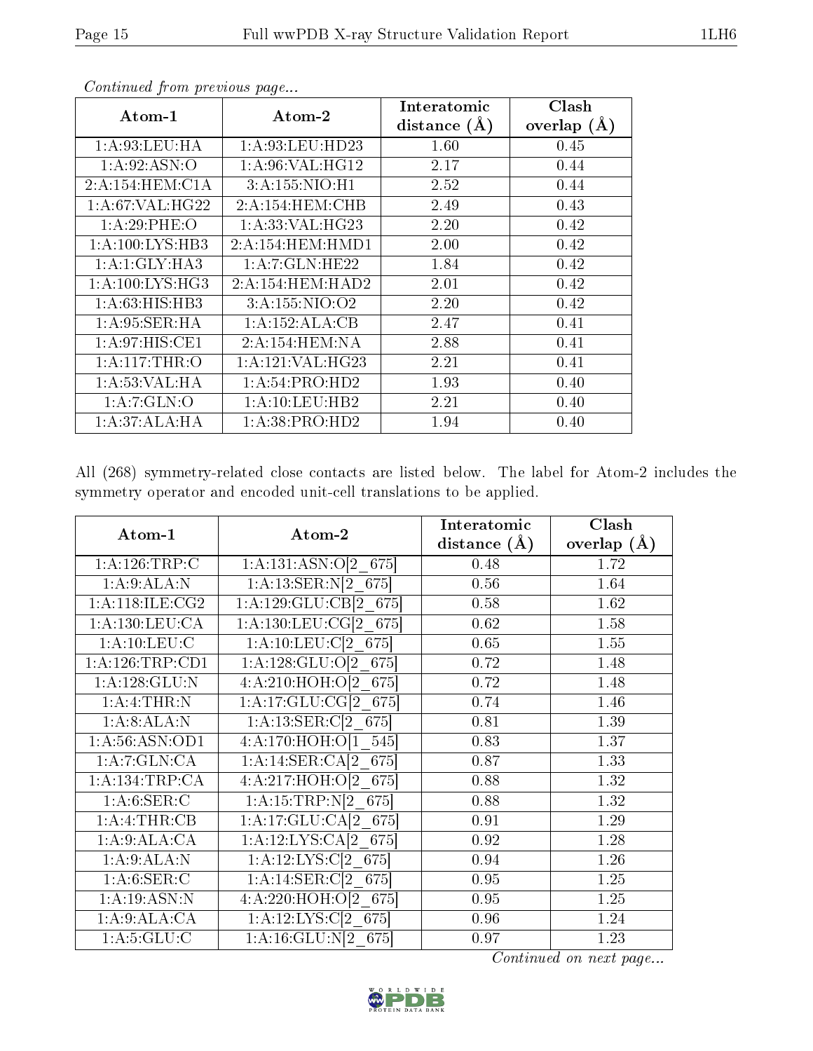*Continued from previous page...*

| Atom-1 | Atom-2 | Interatomic distance (Å) | Clash overlap (Å) |
|---|---|---|---|
| 1:A:93:LEU:HA | 1:A:93:LEU:HD23 | 1.60 | 0.45 |
| 1:A:92:ASN:O | 1:A:96:VAL:HG12 | 2.17 | 0.44 |
| 2:A:154:HEM:C1A | 3:A:155:NIO:H1 | 2.52 | 0.44 |
| 1:A:67:VAL:HG22 | 2:A:154:HEM:CHB | 2.49 | 0.43 |
| 1:A:29:PHE:O | 1:A:33:VAL:HG23 | 2.20 | 0.42 |
| 1:A:100:LYS:HB3 | 2:A:154:HEM:HMD1 | 2.00 | 0.42 |
| 1:A:1:GLY:HA3 | 1:A:7:GLN:HE22 | 1.84 | 0.42 |
| 1:A:100:LYS:HG3 | 2:A:154:HEM:HAD2 | 2.01 | 0.42 |
| 1:A:63:HIS:HB3 | 3:A:155:NIO:O2 | 2.20 | 0.42 |
| 1:A:95:SER:HA | 1:A:152:ALA:CB | 2.47 | 0.41 |
| 1:A:97:HIS:CE1 | 2:A:154:HEM:NA | 2.88 | 0.41 |
| 1:A:117:THR:O | 1:A:121:VAL:HG23 | 2.21 | 0.41 |
| 1:A:53:VAL:HA | 1:A:54:PRO:HD2 | 1.93 | 0.40 |
| 1:A:7:GLN:O | 1:A:10:LEU:HB2 | 2.21 | 0.40 |
| 1:A:37:ALA:HA | 1:A:38:PRO:HD2 | 1.94 | 0.40 |

All (268) symmetry-related close contacts are listed below. The label for Atom-2 includes the symmetry operator and encoded unit-cell translations to be applied.

| Atom-1 | Atom-2 | Interatomic distance (Å) | Clash overlap (Å) |
|---|---|---|---|
| 1:A:126:TRP:C | 1:A:131:ASN:O[2_675] | 0.48 | 1.72 |
| 1:A:9:ALA:N | 1:A:13:SER:N[2_675] | 0.56 | 1.64 |
| 1:A:118:ILE:CG2 | 1:A:129:GLU:CB[2_675] | 0.58 | 1.62 |
| 1:A:130:LEU:CA | 1:A:130:LEU:CG[2_675] | 0.62 | 1.58 |
| 1:A:10:LEU:C | 1:A:10:LEU:C[2_675] | 0.65 | 1.55 |
| 1:A:126:TRP:CD1 | 1:A:128:GLU:O[2_675] | 0.72 | 1.48 |
| 1:A:128:GLU:N | 4:A:210:HOH:O[2_675] | 0.72 | 1.48 |
| 1:A:4:THR:N | 1:A:17:GLU:CG[2_675] | 0.74 | 1.46 |
| 1:A:8:ALA:N | 1:A:13:SER:C[2_675] | 0.81 | 1.39 |
| 1:A:56:ASN:OD1 | 4:A:170:HOH:O[1_545] | 0.83 | 1.37 |
| 1:A:7:GLN:CA | 1:A:14:SER:CA[2_675] | 0.87 | 1.33 |
| 1:A:134:TRP:CA | 4:A:217:HOH:O[2_675] | 0.88 | 1.32 |
| 1:A:6:SER:C | 1:A:15:TRP:N[2_675] | 0.88 | 1.32 |
| 1:A:4:THR:CB | 1:A:17:GLU:CA[2_675] | 0.91 | 1.29 |
| 1:A:9:ALA:CA | 1:A:12:LYS:CA[2_675] | 0.92 | 1.28 |
| 1:A:9:ALA:N | 1:A:12:LYS:C[2_675] | 0.94 | 1.26 |
| 1:A:6:SER:C | 1:A:14:SER:C[2_675] | 0.95 | 1.25 |
| 1:A:19:ASN:N | 4:A:220:HOH:O[2_675] | 0.95 | 1.25 |
| 1:A:9:ALA:CA | 1:A:12:LYS:C[2_675] | 0.96 | 1.24 |
| 1:A:5:GLU:C | 1:A:16:GLU:N[2_675] | 0.97 | 1.23 |

*Continued on next page...*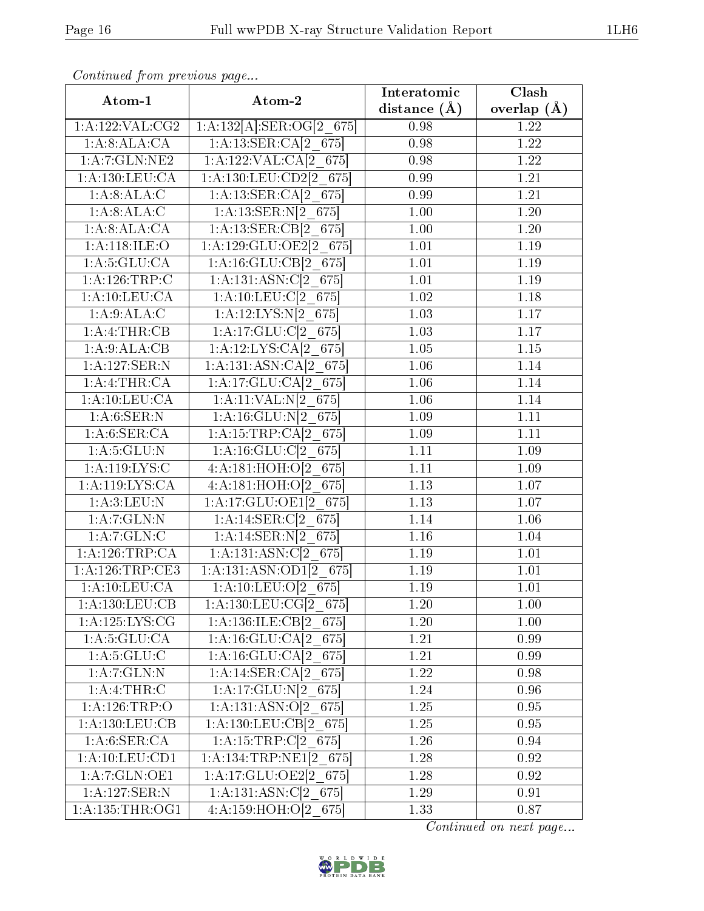*Continued from previous page...*

| Atom-1 | Atom-2 | Interatomic distance (Å) | Clash overlap (Å) |
|---|---|---|---|
| 1:A:122:VAL:CG2 | 1:A:132[A]:SER:OG[2_675] | 0.98 | 1.22 |
| 1:A:8:ALA:CA | 1:A:13:SER:CA[2_675] | 0.98 | 1.22 |
| 1:A:7:GLN:NE2 | 1:A:122:VAL:CA[2_675] | 0.98 | 1.22 |
| 1:A:130:LEU:CA | 1:A:130:LEU:CD2[2_675] | 0.99 | 1.21 |
| 1:A:8:ALA:C | 1:A:13:SER:CA[2_675] | 0.99 | 1.21 |
| 1:A:8:ALA:C | 1:A:13:SER:N[2_675] | 1.00 | 1.20 |
| 1:A:8:ALA:CA | 1:A:13:SER:CB[2_675] | 1.00 | 1.20 |
| 1:A:118:ILE:O | 1:A:129:GLU:OE2[2_675] | 1.01 | 1.19 |
| 1:A:5:GLU:CA | 1:A:16:GLU:CB[2_675] | 1.01 | 1.19 |
| 1:A:126:TRP:C | 1:A:131:ASN:C[2_675] | 1.01 | 1.19 |
| 1:A:10:LEU:CA | 1:A:10:LEU:C[2_675] | 1.02 | 1.18 |
| 1:A:9:ALA:C | 1:A:12:LYS:N[2_675] | 1.03 | 1.17 |
| 1:A:4:THR:CB | 1:A:17:GLU:C[2_675] | 1.03 | 1.17 |
| 1:A:9:ALA:CB | 1:A:12:LYS:CA[2_675] | 1.05 | 1.15 |
| 1:A:127:SER:N | 1:A:131:ASN:CA[2_675] | 1.06 | 1.14 |
| 1:A:4:THR:CA | 1:A:17:GLU:CA[2_675] | 1.06 | 1.14 |
| 1:A:10:LEU:CA | 1:A:11:VAL:N[2_675] | 1.06 | 1.14 |
| 1:A:6:SER:N | 1:A:16:GLU:N[2_675] | 1.09 | 1.11 |
| 1:A:6:SER:CA | 1:A:15:TRP:CA[2_675] | 1.09 | 1.11 |
| 1:A:5:GLU:N | 1:A:16:GLU:C[2_675] | 1.11 | 1.09 |
| 1:A:119:LYS:C | 4:A:181:HOH:O[2_675] | 1.11 | 1.09 |
| 1:A:119:LYS:CA | 4:A:181:HOH:O[2_675] | 1.13 | 1.07 |
| 1:A:3:LEU:N | 1:A:17:GLU:OE1[2_675] | 1.13 | 1.07 |
| 1:A:7:GLN:N | 1:A:14:SER:C[2_675] | 1.14 | 1.06 |
| 1:A:7:GLN:C | 1:A:14:SER:N[2_675] | 1.16 | 1.04 |
| 1:A:126:TRP:CA | 1:A:131:ASN:C[2_675] | 1.19 | 1.01 |
| 1:A:126:TRP:CE3 | 1:A:131:ASN:OD1[2_675] | 1.19 | 1.01 |
| 1:A:10:LEU:CA | 1:A:10:LEU:O[2_675] | 1.19 | 1.01 |
| 1:A:130:LEU:CB | 1:A:130:LEU:CG[2_675] | 1.20 | 1.00 |
| 1:A:125:LYS:CG | 1:A:136:ILE:CB[2_675] | 1.20 | 1.00 |
| 1:A:5:GLU:CA | 1:A:16:GLU:CA[2_675] | 1.21 | 0.99 |
| 1:A:5:GLU:C | 1:A:16:GLU:CA[2_675] | 1.21 | 0.99 |
| 1:A:7:GLN:N | 1:A:14:SER:CA[2_675] | 1.22 | 0.98 |
| 1:A:4:THR:C | 1:A:17:GLU:N[2_675] | 1.24 | 0.96 |
| 1:A:126:TRP:O | 1:A:131:ASN:O[2_675] | 1.25 | 0.95 |
| 1:A:130:LEU:CB | 1:A:130:LEU:CB[2_675] | 1.25 | 0.95 |
| 1:A:6:SER:CA | 1:A:15:TRP:C[2_675] | 1.26 | 0.94 |
| 1:A:10:LEU:CD1 | 1:A:134:TRP:NE1[2_675] | 1.28 | 0.92 |
| 1:A:7:GLN:OE1 | 1:A:17:GLU:OE2[2_675] | 1.28 | 0.92 |
| 1:A:127:SER:N | 1:A:131:ASN:C[2_675] | 1.29 | 0.91 |
| 1:A:135:THR:OG1 | 4:A:159:HOH:O[2_675] | 1.33 | 0.87 |

*Continued on next page...*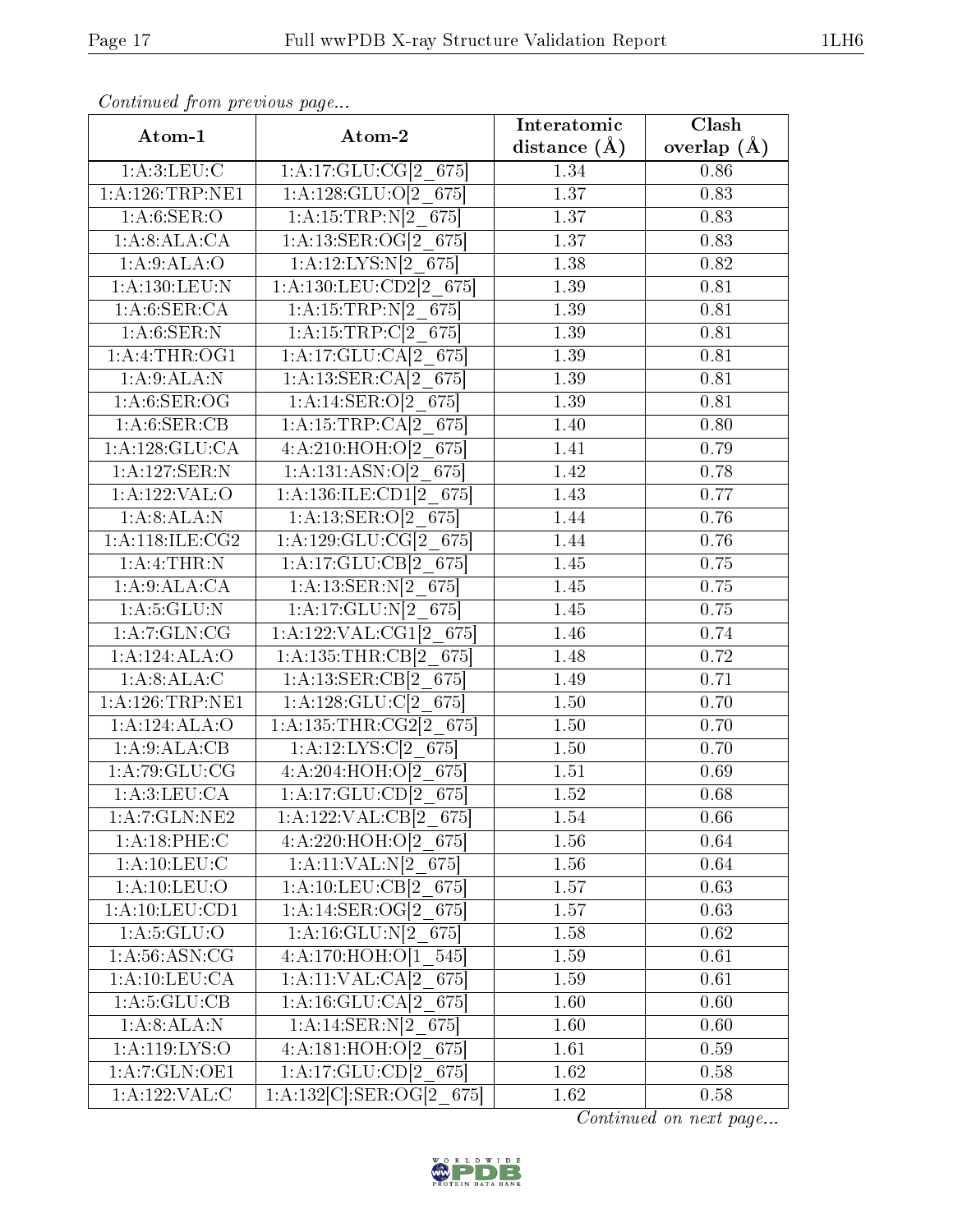*Continued from previous page...*

| Atom-1 | Atom-2 | Interatomic distance (Å) | Clash overlap (Å) |
| --- | --- | --- | --- |
| 1:A:3:LEU:C | 1:A:17:GLU:CG[2_675] | 1.34 | 0.86 |
| 1:A:126:TRP:NE1 | 1:A:128:GLU:O[2_675] | 1.37 | 0.83 |
| 1:A:6:SER:O | 1:A:15:TRP:N[2_675] | 1.37 | 0.83 |
| 1:A:8:ALA:CA | 1:A:13:SER:OG[2_675] | 1.37 | 0.83 |
| 1:A:9:ALA:O | 1:A:12:LYS:N[2_675] | 1.38 | 0.82 |
| 1:A:130:LEU:N | 1:A:130:LEU:CD2[2_675] | 1.39 | 0.81 |
| 1:A:6:SER:CA | 1:A:15:TRP:N[2_675] | 1.39 | 0.81 |
| 1:A:6:SER:N | 1:A:15:TRP:C[2_675] | 1.39 | 0.81 |
| 1:A:4:THR:OG1 | 1:A:17:GLU:CA[2_675] | 1.39 | 0.81 |
| 1:A:9:ALA:N | 1:A:13:SER:CA[2_675] | 1.39 | 0.81 |
| 1:A:6:SER:OG | 1:A:14:SER:O[2_675] | 1.39 | 0.81 |
| 1:A:6:SER:CB | 1:A:15:TRP:CA[2_675] | 1.40 | 0.80 |
| 1:A:128:GLU:CA | 4:A:210:HOH:O[2_675] | 1.41 | 0.79 |
| 1:A:127:SER:N | 1:A:131:ASN:O[2_675] | 1.42 | 0.78 |
| 1:A:122:VAL:O | 1:A:136:ILE:CD1[2_675] | 1.43 | 0.77 |
| 1:A:8:ALA:N | 1:A:13:SER:O[2_675] | 1.44 | 0.76 |
| 1:A:118:ILE:CG2 | 1:A:129:GLU:CG[2_675] | 1.44 | 0.76 |
| 1:A:4:THR:N | 1:A:17:GLU:CB[2_675] | 1.45 | 0.75 |
| 1:A:9:ALA:CA | 1:A:13:SER:N[2_675] | 1.45 | 0.75 |
| 1:A:5:GLU:N | 1:A:17:GLU:N[2_675] | 1.45 | 0.75 |
| 1:A:7:GLN:CG | 1:A:122:VAL:CG1[2_675] | 1.46 | 0.74 |
| 1:A:124:ALA:O | 1:A:135:THR:CB[2_675] | 1.48 | 0.72 |
| 1:A:8:ALA:C | 1:A:13:SER:CB[2_675] | 1.49 | 0.71 |
| 1:A:126:TRP:NE1 | 1:A:128:GLU:C[2_675] | 1.50 | 0.70 |
| 1:A:124:ALA:O | 1:A:135:THR:CG2[2_675] | 1.50 | 0.70 |
| 1:A:9:ALA:CB | 1:A:12:LYS:C[2_675] | 1.50 | 0.70 |
| 1:A:79:GLU:CG | 4:A:204:HOH:O[2_675] | 1.51 | 0.69 |
| 1:A:3:LEU:CA | 1:A:17:GLU:CD[2_675] | 1.52 | 0.68 |
| 1:A:7:GLN:NE2 | 1:A:122:VAL:CB[2_675] | 1.54 | 0.66 |
| 1:A:18:PHE:C | 4:A:220:HOH:O[2_675] | 1.56 | 0.64 |
| 1:A:10:LEU:C | 1:A:11:VAL:N[2_675] | 1.56 | 0.64 |
| 1:A:10:LEU:O | 1:A:10:LEU:CB[2_675] | 1.57 | 0.63 |
| 1:A:10:LEU:CD1 | 1:A:14:SER:OG[2_675] | 1.57 | 0.63 |
| 1:A:5:GLU:O | 1:A:16:GLU:N[2_675] | 1.58 | 0.62 |
| 1:A:56:ASN:CG | 4:A:170:HOH:O[1_545] | 1.59 | 0.61 |
| 1:A:10:LEU:CA | 1:A:11:VAL:CA[2_675] | 1.59 | 0.61 |
| 1:A:5:GLU:CB | 1:A:16:GLU:CA[2_675] | 1.60 | 0.60 |
| 1:A:8:ALA:N | 1:A:14:SER:N[2_675] | 1.60 | 0.60 |
| 1:A:119:LYS:O | 4:A:181:HOH:O[2_675] | 1.61 | 0.59 |
| 1:A:7:GLN:OE1 | 1:A:17:GLU:CD[2_675] | 1.62 | 0.58 |
| 1:A:122:VAL:C | 1:A:132[C]:SER:OG[2_675] | 1.62 | 0.58 |

*Continued on next page...*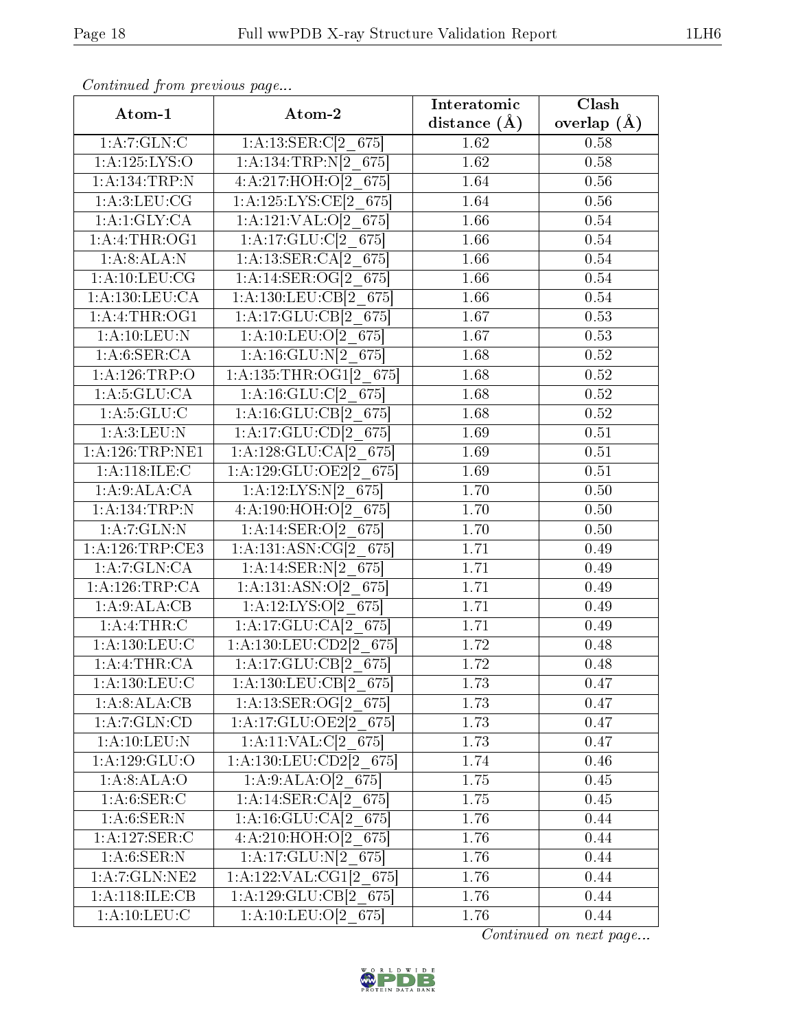*Continued from previous page...*

| Atom-1 | Atom-2 | Interatomic distance (Å) | Clash overlap (Å) |
|---|---|---|---|
| 1:A:7:GLN:C | 1:A:13:SER:C[2_675] | 1.62 | 0.58 |
| 1:A:125:LYS:O | 1:A:134:TRP:N[2_675] | 1.62 | 0.58 |
| 1:A:134:TRP:N | 4:A:217:HOH:O[2_675] | 1.64 | 0.56 |
| 1:A:3:LEU:CG | 1:A:125:LYS:CE[2_675] | 1.64 | 0.56 |
| 1:A:1:GLY:CA | 1:A:121:VAL:O[2_675] | 1.66 | 0.54 |
| 1:A:4:THR:OG1 | 1:A:17:GLU:C[2_675] | 1.66 | 0.54 |
| 1:A:8:ALA:N | 1:A:13:SER:CA[2_675] | 1.66 | 0.54 |
| 1:A:10:LEU:CG | 1:A:14:SER:OG[2_675] | 1.66 | 0.54 |
| 1:A:130:LEU:CA | 1:A:130:LEU:CB[2_675] | 1.66 | 0.54 |
| 1:A:4:THR:OG1 | 1:A:17:GLU:CB[2_675] | 1.67 | 0.53 |
| 1:A:10:LEU:N | 1:A:10:LEU:O[2_675] | 1.67 | 0.53 |
| 1:A:6:SER:CA | 1:A:16:GLU:N[2_675] | 1.68 | 0.52 |
| 1:A:126:TRP:O | 1:A:135:THR:OG1[2_675] | 1.68 | 0.52 |
| 1:A:5:GLU:CA | 1:A:16:GLU:C[2_675] | 1.68 | 0.52 |
| 1:A:5:GLU:C | 1:A:16:GLU:CB[2_675] | 1.68 | 0.52 |
| 1:A:3:LEU:N | 1:A:17:GLU:CD[2_675] | 1.69 | 0.51 |
| 1:A:126:TRP:NE1 | 1:A:128:GLU:CA[2_675] | 1.69 | 0.51 |
| 1:A:118:ILE:C | 1:A:129:GLU:OE2[2_675] | 1.69 | 0.51 |
| 1:A:9:ALA:CA | 1:A:12:LYS:N[2_675] | 1.70 | 0.50 |
| 1:A:134:TRP:N | 4:A:190:HOH:O[2_675] | 1.70 | 0.50 |
| 1:A:7:GLN:N | 1:A:14:SER:O[2_675] | 1.70 | 0.50 |
| 1:A:126:TRP:CE3 | 1:A:131:ASN:CG[2_675] | 1.71 | 0.49 |
| 1:A:7:GLN:CA | 1:A:14:SER:N[2_675] | 1.71 | 0.49 |
| 1:A:126:TRP:CA | 1:A:131:ASN:O[2_675] | 1.71 | 0.49 |
| 1:A:9:ALA:CB | 1:A:12:LYS:O[2_675] | 1.71 | 0.49 |
| 1:A:4:THR:C | 1:A:17:GLU:CA[2_675] | 1.71 | 0.49 |
| 1:A:130:LEU:C | 1:A:130:LEU:CD2[2_675] | 1.72 | 0.48 |
| 1:A:4:THR:CA | 1:A:17:GLU:CB[2_675] | 1.72 | 0.48 |
| 1:A:130:LEU:C | 1:A:130:LEU:CB[2_675] | 1.73 | 0.47 |
| 1:A:8:ALA:CB | 1:A:13:SER:OG[2_675] | 1.73 | 0.47 |
| 1:A:7:GLN:CD | 1:A:17:GLU:OE2[2_675] | 1.73 | 0.47 |
| 1:A:10:LEU:N | 1:A:11:VAL:C[2_675] | 1.73 | 0.47 |
| 1:A:129:GLU:O | 1:A:130:LEU:CD2[2_675] | 1.74 | 0.46 |
| 1:A:8:ALA:O | 1:A:9:ALA:O[2_675] | 1.75 | 0.45 |
| 1:A:6:SER:C | 1:A:14:SER:CA[2_675] | 1.75 | 0.45 |
| 1:A:6:SER:N | 1:A:16:GLU:CA[2_675] | 1.76 | 0.44 |
| 1:A:127:SER:C | 4:A:210:HOH:O[2_675] | 1.76 | 0.44 |
| 1:A:6:SER:N | 1:A:17:GLU:N[2_675] | 1.76 | 0.44 |
| 1:A:7:GLN:NE2 | 1:A:122:VAL:CG1[2_675] | 1.76 | 0.44 |
| 1:A:118:ILE:CB | 1:A:129:GLU:CB[2_675] | 1.76 | 0.44 |
| 1:A:10:LEU:C | 1:A:10:LEU:O[2_675] | 1.76 | 0.44 |

*Continued on next page...*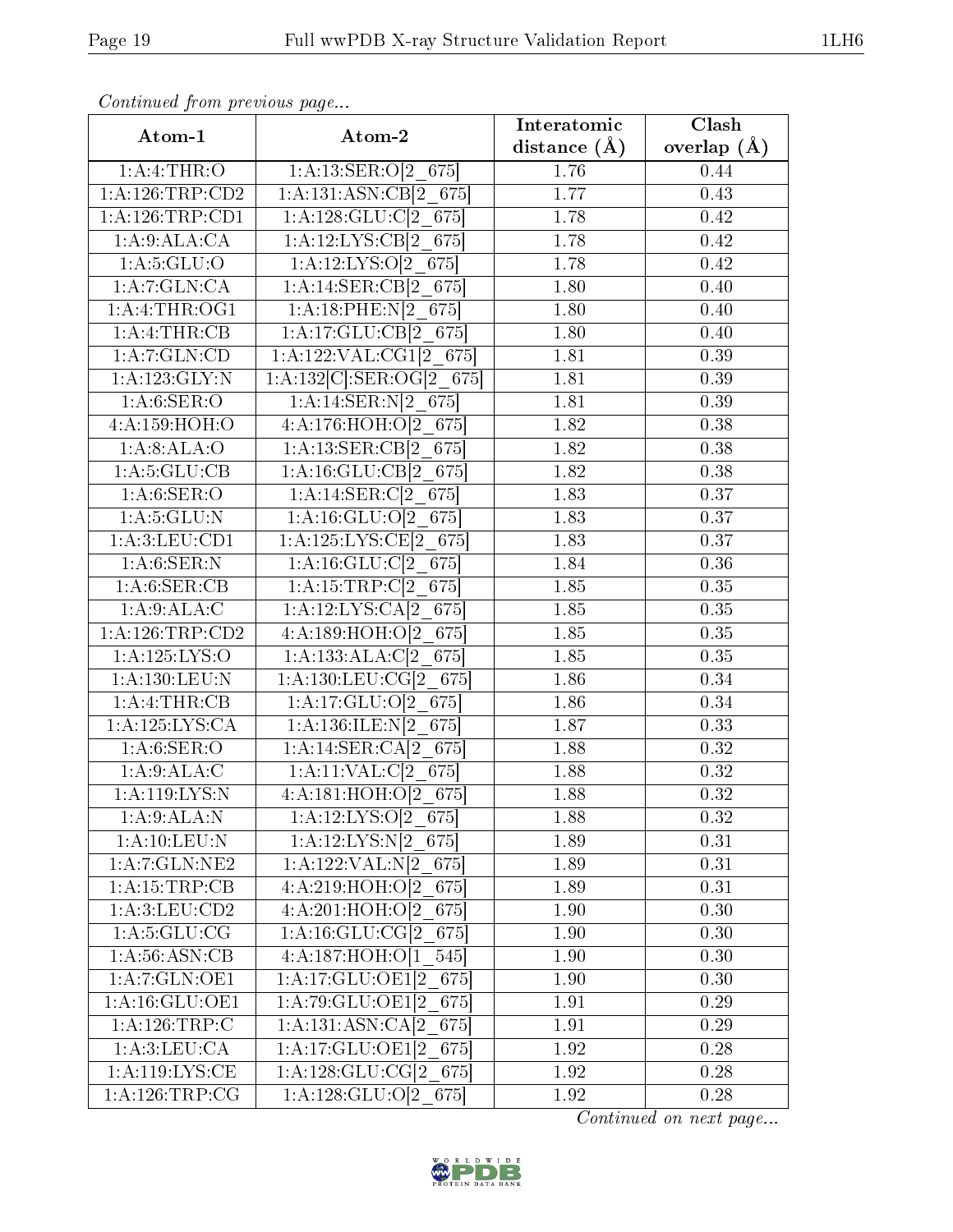*Continued from previous page...*

| Atom-1 | Atom-2 | Interatomic distance (Å) | Clash overlap (Å) |
|---|---|---|---|
| 1:A:4:THR:O | 1:A:13:SER:O[2_675] | 1.76 | 0.44 |
| 1:A:126:TRP:CD2 | 1:A:131:ASN:CB[2_675] | 1.77 | 0.43 |
| 1:A:126:TRP:CD1 | 1:A:128:GLU:C[2_675] | 1.78 | 0.42 |
| 1:A:9:ALA:CA | 1:A:12:LYS:CB[2_675] | 1.78 | 0.42 |
| 1:A:5:GLU:O | 1:A:12:LYS:O[2_675] | 1.78 | 0.42 |
| 1:A:7:GLN:CA | 1:A:14:SER:CB[2_675] | 1.80 | 0.40 |
| 1:A:4:THR:OG1 | 1:A:18:PHE:N[2_675] | 1.80 | 0.40 |
| 1:A:4:THR:CB | 1:A:17:GLU:CB[2_675] | 1.80 | 0.40 |
| 1:A:7:GLN:CD | 1:A:122:VAL:CG1[2_675] | 1.81 | 0.39 |
| 1:A:123:GLY:N | 1:A:132[C]:SER:OG[2_675] | 1.81 | 0.39 |
| 1:A:6:SER:O | 1:A:14:SER:N[2_675] | 1.81 | 0.39 |
| 4:A:159:HOH:O | 4:A:176:HOH:O[2_675] | 1.82 | 0.38 |
| 1:A:8:ALA:O | 1:A:13:SER:CB[2_675] | 1.82 | 0.38 |
| 1:A:5:GLU:CB | 1:A:16:GLU:CB[2_675] | 1.82 | 0.38 |
| 1:A:6:SER:O | 1:A:14:SER:C[2_675] | 1.83 | 0.37 |
| 1:A:5:GLU:N | 1:A:16:GLU:O[2_675] | 1.83 | 0.37 |
| 1:A:3:LEU:CD1 | 1:A:125:LYS:CE[2_675] | 1.83 | 0.37 |
| 1:A:6:SER:N | 1:A:16:GLU:C[2_675] | 1.84 | 0.36 |
| 1:A:6:SER:CB | 1:A:15:TRP:C[2_675] | 1.85 | 0.35 |
| 1:A:9:ALA:C | 1:A:12:LYS:CA[2_675] | 1.85 | 0.35 |
| 1:A:126:TRP:CD2 | 4:A:189:HOH:O[2_675] | 1.85 | 0.35 |
| 1:A:125:LYS:O | 1:A:133:ALA:C[2_675] | 1.85 | 0.35 |
| 1:A:130:LEU:N | 1:A:130:LEU:CG[2_675] | 1.86 | 0.34 |
| 1:A:4:THR:CB | 1:A:17:GLU:O[2_675] | 1.86 | 0.34 |
| 1:A:125:LYS:CA | 1:A:136:ILE:N[2_675] | 1.87 | 0.33 |
| 1:A:6:SER:O | 1:A:14:SER:CA[2_675] | 1.88 | 0.32 |
| 1:A:9:ALA:C | 1:A:11:VAL:C[2_675] | 1.88 | 0.32 |
| 1:A:119:LYS:N | 4:A:181:HOH:O[2_675] | 1.88 | 0.32 |
| 1:A:9:ALA:N | 1:A:12:LYS:O[2_675] | 1.88 | 0.32 |
| 1:A:10:LEU:N | 1:A:12:LYS:N[2_675] | 1.89 | 0.31 |
| 1:A:7:GLN:NE2 | 1:A:122:VAL:N[2_675] | 1.89 | 0.31 |
| 1:A:15:TRP:CB | 4:A:219:HOH:O[2_675] | 1.89 | 0.31 |
| 1:A:3:LEU:CD2 | 4:A:201:HOH:O[2_675] | 1.90 | 0.30 |
| 1:A:5:GLU:CG | 1:A:16:GLU:CG[2_675] | 1.90 | 0.30 |
| 1:A:56:ASN:CB | 4:A:187:HOH:O[1_545] | 1.90 | 0.30 |
| 1:A:7:GLN:OE1 | 1:A:17:GLU:OE1[2_675] | 1.90 | 0.30 |
| 1:A:16:GLU:OE1 | 1:A:79:GLU:OE1[2_675] | 1.91 | 0.29 |
| 1:A:126:TRP:C | 1:A:131:ASN:CA[2_675] | 1.91 | 0.29 |
| 1:A:3:LEU:CA | 1:A:17:GLU:OE1[2_675] | 1.92 | 0.28 |
| 1:A:119:LYS:CE | 1:A:128:GLU:CG[2_675] | 1.92 | 0.28 |
| 1:A:126:TRP:CG | 1:A:128:GLU:O[2_675] | 1.92 | 0.28 |

*Continued on next page...*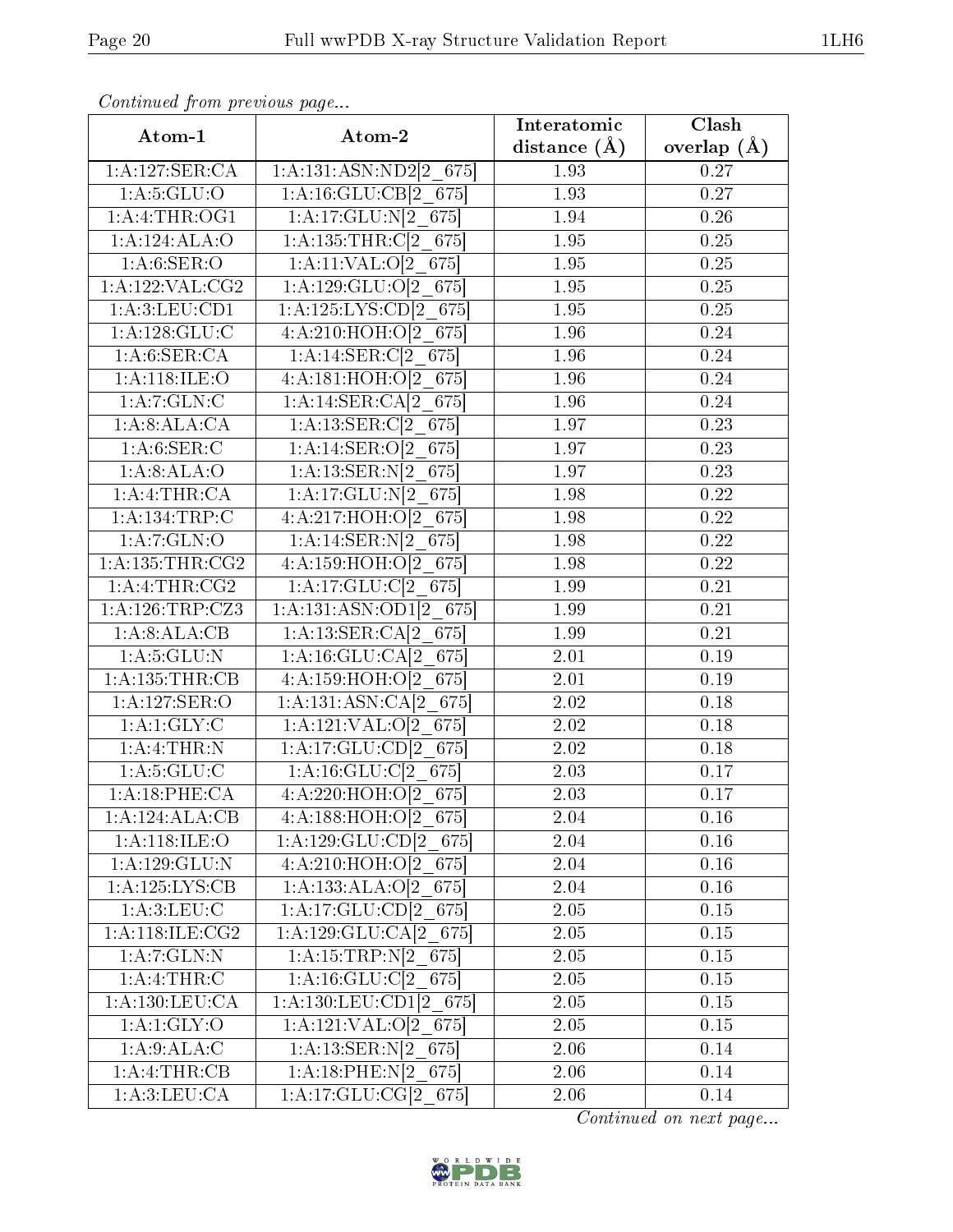*Continued from previous page...*

| Atom-1 | Atom-2 | Interatomic distance (Å) | Clash overlap (Å) |
|---|---|---|---|
| 1:A:127:SER:CA | 1:A:131:ASN:ND2[2_675] | 1.93 | 0.27 |
| 1:A:5:GLU:O | 1:A:16:GLU:CB[2_675] | 1.93 | 0.27 |
| 1:A:4:THR:OG1 | 1:A:17:GLU:N[2_675] | 1.94 | 0.26 |
| 1:A:124:ALA:O | 1:A:135:THR:C[2_675] | 1.95 | 0.25 |
| 1:A:6:SER:O | 1:A:11:VAL:O[2_675] | 1.95 | 0.25 |
| 1:A:122:VAL:CG2 | 1:A:129:GLU:O[2_675] | 1.95 | 0.25 |
| 1:A:3:LEU:CD1 | 1:A:125:LYS:CD[2_675] | 1.95 | 0.25 |
| 1:A:128:GLU:C | 4:A:210:HOH:O[2_675] | 1.96 | 0.24 |
| 1:A:6:SER:CA | 1:A:14:SER:C[2_675] | 1.96 | 0.24 |
| 1:A:118:ILE:O | 4:A:181:HOH:O[2_675] | 1.96 | 0.24 |
| 1:A:7:GLN:C | 1:A:14:SER:CA[2_675] | 1.96 | 0.24 |
| 1:A:8:ALA:CA | 1:A:13:SER:C[2_675] | 1.97 | 0.23 |
| 1:A:6:SER:C | 1:A:14:SER:O[2_675] | 1.97 | 0.23 |
| 1:A:8:ALA:O | 1:A:13:SER:N[2_675] | 1.97 | 0.23 |
| 1:A:4:THR:CA | 1:A:17:GLU:N[2_675] | 1.98 | 0.22 |
| 1:A:134:TRP:C | 4:A:217:HOH:O[2_675] | 1.98 | 0.22 |
| 1:A:7:GLN:O | 1:A:14:SER:N[2_675] | 1.98 | 0.22 |
| 1:A:135:THR:CG2 | 4:A:159:HOH:O[2_675] | 1.98 | 0.22 |
| 1:A:4:THR:CG2 | 1:A:17:GLU:C[2_675] | 1.99 | 0.21 |
| 1:A:126:TRP:CZ3 | 1:A:131:ASN:OD1[2_675] | 1.99 | 0.21 |
| 1:A:8:ALA:CB | 1:A:13:SER:CA[2_675] | 1.99 | 0.21 |
| 1:A:5:GLU:N | 1:A:16:GLU:CA[2_675] | 2.01 | 0.19 |
| 1:A:135:THR:CB | 4:A:159:HOH:O[2_675] | 2.01 | 0.19 |
| 1:A:127:SER:O | 1:A:131:ASN:CA[2_675] | 2.02 | 0.18 |
| 1:A:1:GLY:C | 1:A:121:VAL:O[2_675] | 2.02 | 0.18 |
| 1:A:4:THR:N | 1:A:17:GLU:CD[2_675] | 2.02 | 0.18 |
| 1:A:5:GLU:C | 1:A:16:GLU:C[2_675] | 2.03 | 0.17 |
| 1:A:18:PHE:CA | 4:A:220:HOH:O[2_675] | 2.03 | 0.17 |
| 1:A:124:ALA:CB | 4:A:188:HOH:O[2_675] | 2.04 | 0.16 |
| 1:A:118:ILE:O | 1:A:129:GLU:CD[2_675] | 2.04 | 0.16 |
| 1:A:129:GLU:N | 4:A:210:HOH:O[2_675] | 2.04 | 0.16 |
| 1:A:125:LYS:CB | 1:A:133:ALA:O[2_675] | 2.04 | 0.16 |
| 1:A:3:LEU:C | 1:A:17:GLU:CD[2_675] | 2.05 | 0.15 |
| 1:A:118:ILE:CG2 | 1:A:129:GLU:CA[2_675] | 2.05 | 0.15 |
| 1:A:7:GLN:N | 1:A:15:TRP:N[2_675] | 2.05 | 0.15 |
| 1:A:4:THR:C | 1:A:16:GLU:C[2_675] | 2.05 | 0.15 |
| 1:A:130:LEU:CA | 1:A:130:LEU:CD1[2_675] | 2.05 | 0.15 |
| 1:A:1:GLY:O | 1:A:121:VAL:O[2_675] | 2.05 | 0.15 |
| 1:A:9:ALA:C | 1:A:13:SER:N[2_675] | 2.06 | 0.14 |
| 1:A:4:THR:CB | 1:A:18:PHE:N[2_675] | 2.06 | 0.14 |
| 1:A:3:LEU:CA | 1:A:17:GLU:CG[2_675] | 2.06 | 0.14 |

*Continued on next page...*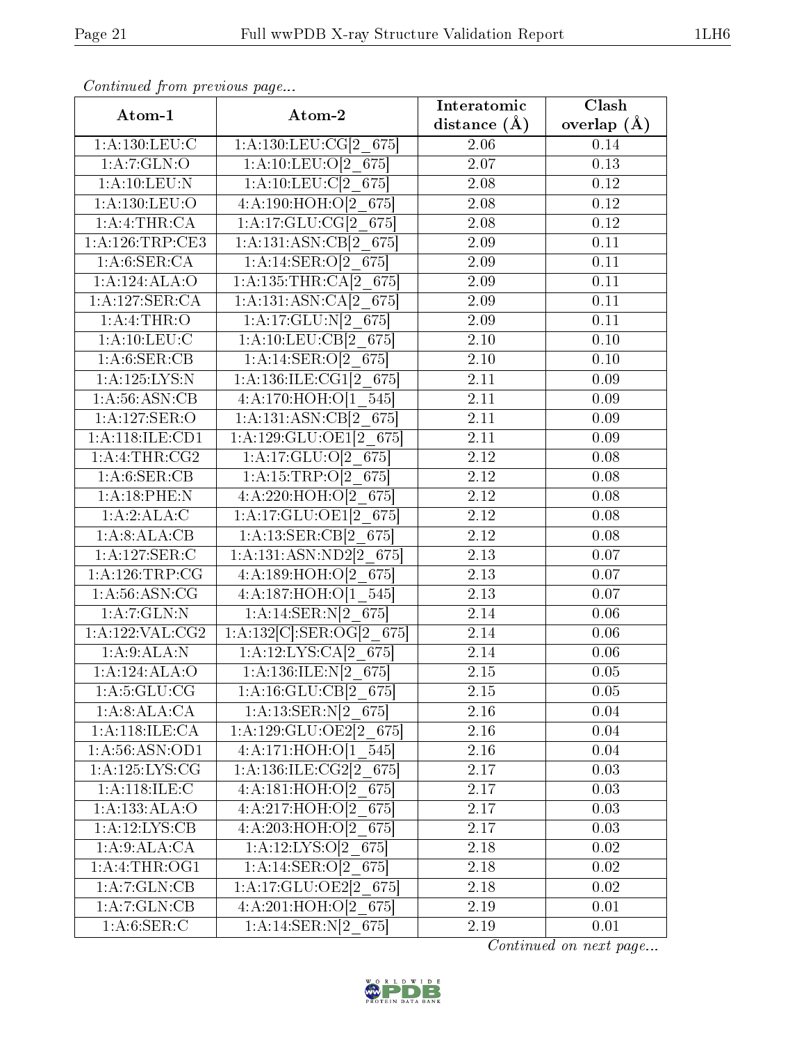*Continued from previous page...*

| Atom-1 | Atom-2 | Interatomic distance (Å) | Clash overlap (Å) |
|---|---|---|---|
| 1:A:130:LEU:C | 1:A:130:LEU:CG[2_675] | 2.06 | 0.14 |
| 1:A:7:GLN:O | 1:A:10:LEU:O[2_675] | 2.07 | 0.13 |
| 1:A:10:LEU:N | 1:A:10:LEU:C[2_675] | 2.08 | 0.12 |
| 1:A:130:LEU:O | 4:A:190:HOH:O[2_675] | 2.08 | 0.12 |
| 1:A:4:THR:CA | 1:A:17:GLU:CG[2_675] | 2.08 | 0.12 |
| 1:A:126:TRP:CE3 | 1:A:131:ASN:CB[2_675] | 2.09 | 0.11 |
| 1:A:6:SER:CA | 1:A:14:SER:O[2_675] | 2.09 | 0.11 |
| 1:A:124:ALA:O | 1:A:135:THR:CA[2_675] | 2.09 | 0.11 |
| 1:A:127:SER:CA | 1:A:131:ASN:CA[2_675] | 2.09 | 0.11 |
| 1:A:4:THR:O | 1:A:17:GLU:N[2_675] | 2.09 | 0.11 |
| 1:A:10:LEU:C | 1:A:10:LEU:CB[2_675] | 2.10 | 0.10 |
| 1:A:6:SER:CB | 1:A:14:SER:O[2_675] | 2.10 | 0.10 |
| 1:A:125:LYS:N | 1:A:136:ILE:CG1[2_675] | 2.11 | 0.09 |
| 1:A:56:ASN:CB | 4:A:170:HOH:O[1_545] | 2.11 | 0.09 |
| 1:A:127:SER:O | 1:A:131:ASN:CB[2_675] | 2.11 | 0.09 |
| 1:A:118:ILE:CD1 | 1:A:129:GLU:OE1[2_675] | 2.11 | 0.09 |
| 1:A:4:THR:CG2 | 1:A:17:GLU:O[2_675] | 2.12 | 0.08 |
| 1:A:6:SER:CB | 1:A:15:TRP:O[2_675] | 2.12 | 0.08 |
| 1:A:18:PHE:N | 4:A:220:HOH:O[2_675] | 2.12 | 0.08 |
| 1:A:2:ALA:C | 1:A:17:GLU:OE1[2_675] | 2.12 | 0.08 |
| 1:A:8:ALA:CB | 1:A:13:SER:CB[2_675] | 2.12 | 0.08 |
| 1:A:127:SER:C | 1:A:131:ASN:ND2[2_675] | 2.13 | 0.07 |
| 1:A:126:TRP:CG | 4:A:189:HOH:O[2_675] | 2.13 | 0.07 |
| 1:A:56:ASN:CG | 4:A:187:HOH:O[1_545] | 2.13 | 0.07 |
| 1:A:7:GLN:N | 1:A:14:SER:N[2_675] | 2.14 | 0.06 |
| 1:A:122:VAL:CG2 | 1:A:132[C]:SER:OG[2_675] | 2.14 | 0.06 |
| 1:A:9:ALA:N | 1:A:12:LYS:CA[2_675] | 2.14 | 0.06 |
| 1:A:124:ALA:O | 1:A:136:ILE:N[2_675] | 2.15 | 0.05 |
| 1:A:5:GLU:CG | 1:A:16:GLU:CB[2_675] | 2.15 | 0.05 |
| 1:A:8:ALA:CA | 1:A:13:SER:N[2_675] | 2.16 | 0.04 |
| 1:A:118:ILE:CA | 1:A:129:GLU:OE2[2_675] | 2.16 | 0.04 |
| 1:A:56:ASN:OD1 | 4:A:171:HOH:O[1_545] | 2.16 | 0.04 |
| 1:A:125:LYS:CG | 1:A:136:ILE:CG2[2_675] | 2.17 | 0.03 |
| 1:A:118:ILE:C | 4:A:181:HOH:O[2_675] | 2.17 | 0.03 |
| 1:A:133:ALA:O | 4:A:217:HOH:O[2_675] | 2.17 | 0.03 |
| 1:A:12:LYS:CB | 4:A:203:HOH:O[2_675] | 2.17 | 0.03 |
| 1:A:9:ALA:CA | 1:A:12:LYS:O[2_675] | 2.18 | 0.02 |
| 1:A:4:THR:OG1 | 1:A:14:SER:O[2_675] | 2.18 | 0.02 |
| 1:A:7:GLN:CB | 1:A:17:GLU:OE2[2_675] | 2.18 | 0.02 |
| 1:A:7:GLN:CB | 4:A:201:HOH:O[2_675] | 2.19 | 0.01 |
| 1:A:6:SER:C | 1:A:14:SER:N[2_675] | 2.19 | 0.01 |

*Continued on next page...*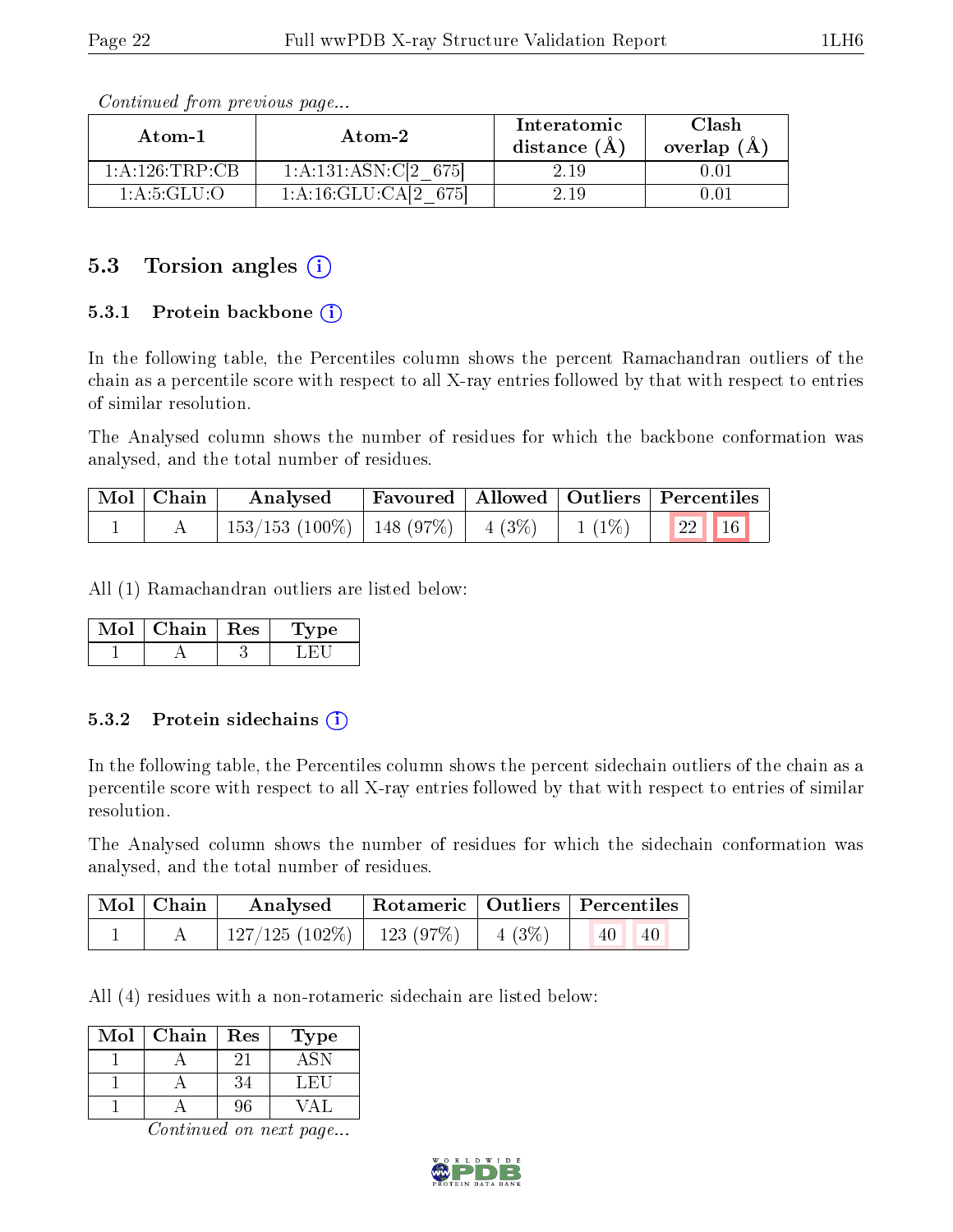*Continued from previous page...*

| Atom-1 | Atom-2 | Interatomic distance (Å) | Clash overlap (Å) |
|---|---|---|---|
| 1:A:126:TRP:CB | 1:A:131:ASN:C[2_675] | 2.19 | 0.01 |
| 1:A:5:GLU:O | 1:A:16:GLU:CA[2_675] | 2.19 | 0.01 |

## 5.3 Torsion angles

### 5.3.1 Protein backbone

In the following table, the Percentiles column shows the percent Ramachandran outliers of the chain as a percentile score with respect to all X-ray entries followed by that with respect to entries of similar resolution.

The Analysed column shows the number of residues for which the backbone conformation was analysed, and the total number of residues.

| Mol | Chain | Analysed | Favoured | Allowed | Outliers | Percentiles | |
|---|---|---|---|---|---|---|---|
| 1 | A | 153/153 (100%) | 148 (97%) | 4 (3%) | 1 (1%) | 22 | 16 |

All (1) Ramachandran outliers are listed below:

| Mol | Chain | Res | Type |
|---|---|---|---|
| 1 | A | 3 | LEU |

### 5.3.2 Protein sidechains

In the following table, the Percentiles column shows the percent sidechain outliers of the chain as a percentile score with respect to all X-ray entries followed by that with respect to entries of similar resolution.

The Analysed column shows the number of residues for which the sidechain conformation was analysed, and the total number of residues.

| Mol | Chain | Analysed | Rotameric | Outliers | Percentiles | |
|---|---|---|---|---|---|---|
| 1 | A | 127/125 (102%) | 123 (97%) | 4 (3%) | 40 | 40 |

All (4) residues with a non-rotameric sidechain are listed below:

| Mol | Chain | Res | Type |
|---|---|---|---|
| 1 | A | 21 | ASN |
| 1 | A | 34 | LEU |
| 1 | A | 96 | VAL |

*Continued on next page...*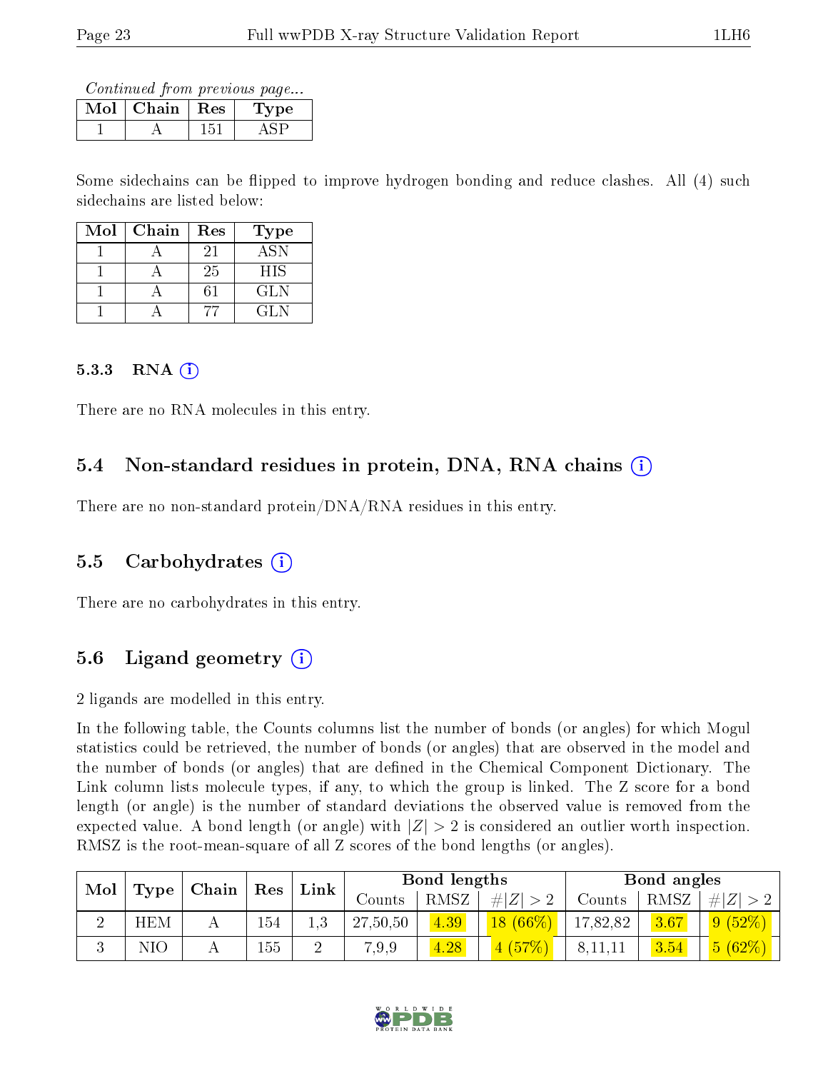Continued from previous page...

| Mol | Chain | Res | Type |
| --- | --- | --- | --- |
| 1 | A | 151 | ASP |

Some sidechains can be flipped to improve hydrogen bonding and reduce clashes. All (4) such sidechains are listed below:

| Mol | Chain | Res | Type |
| --- | --- | --- | --- |
| 1 | A | 21 | ASN |
| 1 | A | 25 | HIS |
| 1 | A | 61 | GLN |
| 1 | A | 77 | GLN |

### 5.3.3 RNA (i)

There are no RNA molecules in this entry.

## 5.4 Non-standard residues in protein, DNA, RNA chains (i)

There are no non-standard protein/DNA/RNA residues in this entry.

## 5.5 Carbohydrates (i)

There are no carbohydrates in this entry.

## 5.6 Ligand geometry (i)

2 ligands are modelled in this entry.

In the following table, the Counts columns list the number of bonds (or angles) for which Mogul statistics could be retrieved, the number of bonds (or angles) that are observed in the model and the number of bonds (or angles) that are defined in the Chemical Component Dictionary. The Link column lists molecule types, if any, to which the group is linked. The Z score for a bond length (or angle) is the number of standard deviations the observed value is removed from the expected value. A bond length (or angle) with $|Z| > 2$ is considered an outlier worth inspection. RMSZ is the root-mean-square of all Z scores of the bond lengths (or angles).

| Mol | Type | Chain | Res | Link | Bond lengths | | | Bond angles | | |
| --- | --- | --- | --- | --- | --- | --- | --- | --- | --- | --- |
| | | | | | Counts | RMSZ | $\#\|Z\| > 2$ | Counts | RMSZ | $\#\|Z\| > 2$ |
| 2 | HEM | A | 154 | 1,3 | 27,50,50 | 4.39 | 18 (66%) | 17,82,82 | 3.67 | 9 (52%) |
| 3 | NIO | A | 155 | 2 | 7,9,9 | 4.28 | 4 (57%) | 8,11,11 | 3.54 | 5 (62%) |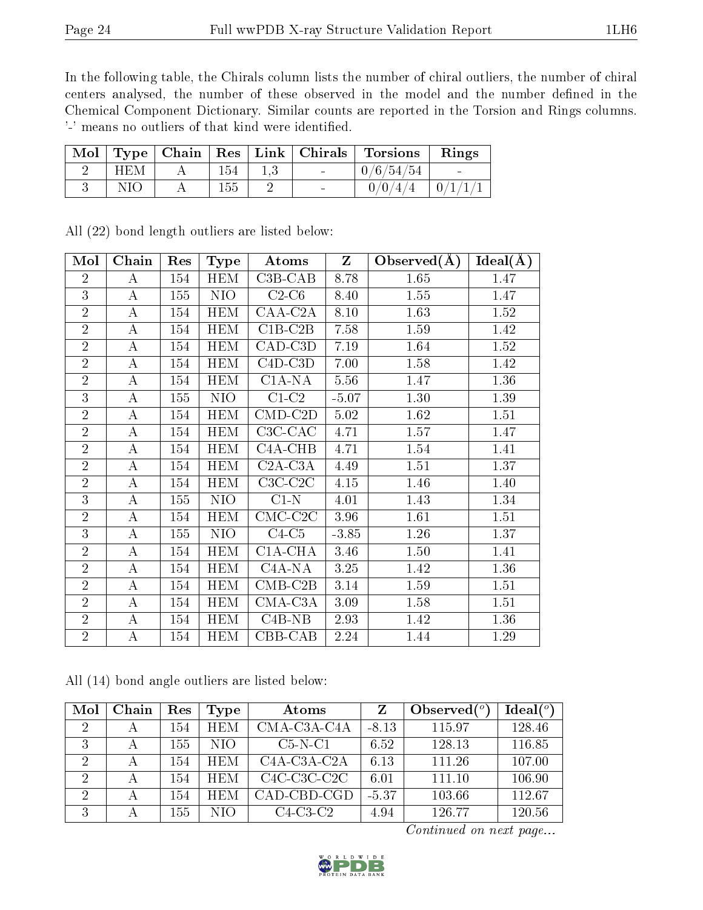In the following table, the Chirals column lists the number of chiral outliers, the number of chiral centers analysed, the number of these observed in the model and the number defined in the Chemical Component Dictionary. Similar counts are reported in the Torsion and Rings columns. '-' means no outliers of that kind were identified.

| Mol | Type | Chain | Res | Link | Chirals | Torsions | Rings |
|---|---|---|---|---|---|---|---|
| 2 | HEM | A | 154 | 1,3 | - | 0/6/54/54 | - |
| 3 | NIO | A | 155 | 2 | - | 0/0/4/4 | 0/1/1/1 |

All (22) bond length outliers are listed below:

| Mol | Chain | Res | Type | Atoms | Z | Observed(Å) | Ideal(Å) |
|---|---|---|---|---|---|---|---|
| 2 | A | 154 | HEM | C3B-CAB | 8.78 | 1.65 | 1.47 |
| 3 | A | 155 | NIO | C2-C6 | 8.40 | 1.55 | 1.47 |
| 2 | A | 154 | HEM | CAA-C2A | 8.10 | 1.63 | 1.52 |
| 2 | A | 154 | HEM | C1B-C2B | 7.58 | 1.59 | 1.42 |
| 2 | A | 154 | HEM | CAD-C3D | 7.19 | 1.64 | 1.52 |
| 2 | A | 154 | HEM | C4D-C3D | 7.00 | 1.58 | 1.42 |
| 2 | A | 154 | HEM | C1A-NA | 5.56 | 1.47 | 1.36 |
| 3 | A | 155 | NIO | C1-C2 | -5.07 | 1.30 | 1.39 |
| 2 | A | 154 | HEM | CMD-C2D | 5.02 | 1.62 | 1.51 |
| 2 | A | 154 | HEM | C3C-CAC | 4.71 | 1.57 | 1.47 |
| 2 | A | 154 | HEM | C4A-CHB | 4.71 | 1.54 | 1.41 |
| 2 | A | 154 | HEM | C2A-C3A | 4.49 | 1.51 | 1.37 |
| 2 | A | 154 | HEM | C3C-C2C | 4.15 | 1.46 | 1.40 |
| 3 | A | 155 | NIO | C1-N | 4.01 | 1.43 | 1.34 |
| 2 | A | 154 | HEM | CMC-C2C | 3.96 | 1.61 | 1.51 |
| 3 | A | 155 | NIO | C4-C5 | -3.85 | 1.26 | 1.37 |
| 2 | A | 154 | HEM | C1A-CHA | 3.46 | 1.50 | 1.41 |
| 2 | A | 154 | HEM | C4A-NA | 3.25 | 1.42 | 1.36 |
| 2 | A | 154 | HEM | CMB-C2B | 3.14 | 1.59 | 1.51 |
| 2 | A | 154 | HEM | CMA-C3A | 3.09 | 1.58 | 1.51 |
| 2 | A | 154 | HEM | C4B-NB | 2.93 | 1.42 | 1.36 |
| 2 | A | 154 | HEM | CBB-CAB | 2.24 | 1.44 | 1.29 |

All (14) bond angle outliers are listed below:

| Mol | Chain | Res | Type | Atoms | Z | Observed(°) | Ideal(°) |
|---|---|---|---|---|---|---|---|
| 2 | A | 154 | HEM | CMA-C3A-C4A | -8.13 | 115.97 | 128.46 |
| 3 | A | 155 | NIO | C5-N-C1 | 6.52 | 128.13 | 116.85 |
| 2 | A | 154 | HEM | C4A-C3A-C2A | 6.13 | 111.26 | 107.00 |
| 2 | A | 154 | HEM | C4C-C3C-C2C | 6.01 | 111.10 | 106.90 |
| 2 | A | 154 | HEM | CAD-CBD-CGD | -5.37 | 103.66 | 112.67 |
| 3 | A | 155 | NIO | C4-C3-C2 | 4.94 | 126.77 | 120.56 |

*Continued on next page...*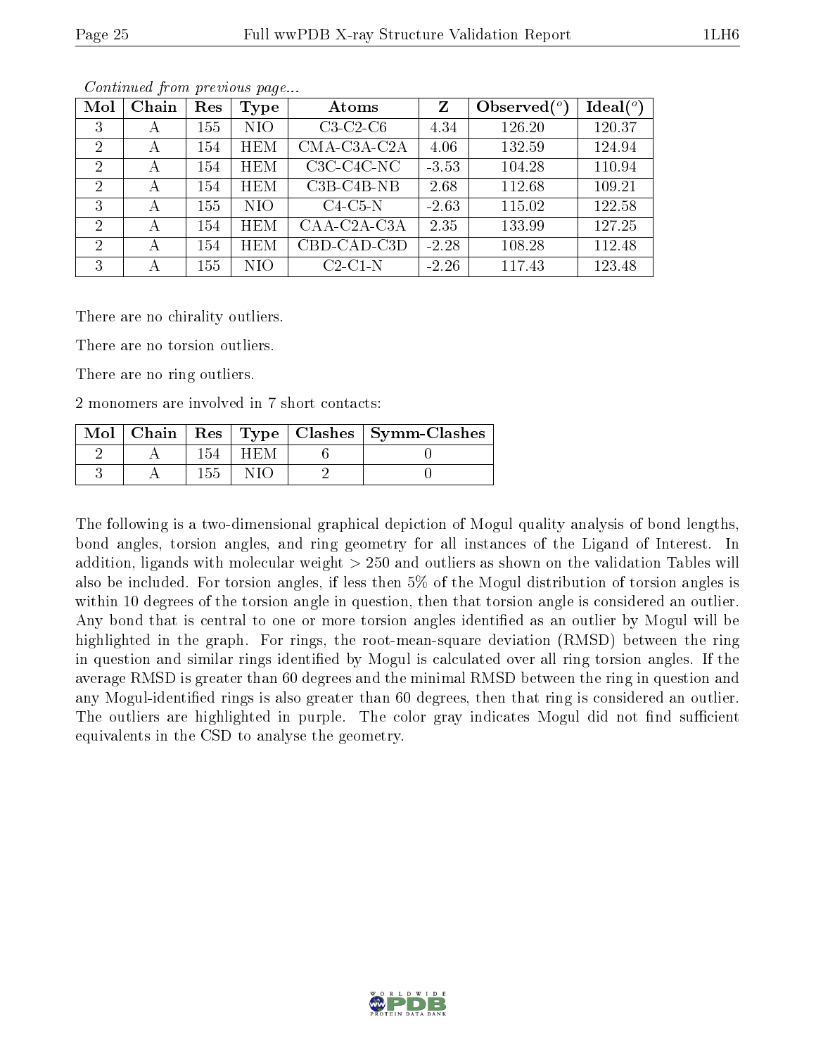*Continued from previous page...*

| Mol | Chain | Res | Type | Atoms | Z | Observed(°) | Ideal(°) |
|---|---|---|---|---|---|---|---|
| 3 | A | 155 | NIO | C3-C2-C6 | 4.34 | 126.20 | 120.37 |
| 2 | A | 154 | HEM | CMA-C3A-C2A | 4.06 | 132.59 | 124.94 |
| 2 | A | 154 | HEM | C3C-C4C-NC | -3.53 | 104.28 | 110.94 |
| 2 | A | 154 | HEM | C3B-C4B-NB | 2.68 | 112.68 | 109.21 |
| 3 | A | 155 | NIO | C4-C5-N | -2.63 | 115.02 | 122.58 |
| 2 | A | 154 | HEM | CAA-C2A-C3A | 2.35 | 133.99 | 127.25 |
| 2 | A | 154 | HEM | CBD-CAD-C3D | -2.28 | 108.28 | 112.48 |
| 3 | A | 155 | NIO | C2-C1-N | -2.26 | 117.43 | 123.48 |

There are no chirality outliers.

There are no torsion outliers.

There are no ring outliers.

2 monomers are involved in 7 short contacts:

| Mol | Chain | Res | Type | Clashes | Symm-Clashes |
|---|---|---|---|---|---|
| 2 | A | 154 | HEM | 6 | 0 |
| 3 | A | 155 | NIO | 2 | 0 |

The following is a two-dimensional graphical depiction of Mogul quality analysis of bond lengths, bond angles, torsion angles, and ring geometry for all instances of the Ligand of Interest. In addition, ligands with molecular weight > 250 and outliers as shown on the validation Tables will also be included. For torsion angles, if less then 5% of the Mogul distribution of torsion angles is within 10 degrees of the torsion angle in question, then that torsion angle is considered an outlier. Any bond that is central to one or more torsion angles identified as an outlier by Mogul will be highlighted in the graph. For rings, the root-mean-square deviation (RMSD) between the ring in question and similar rings identified by Mogul is calculated over all ring torsion angles. If the average RMSD is greater than 60 degrees and the minimal RMSD between the ring in question and any Mogul-identified rings is also greater than 60 degrees, then that ring is considered an outlier. The outliers are highlighted in purple. The color gray indicates Mogul did not find sufficient equivalents in the CSD to analyse the geometry.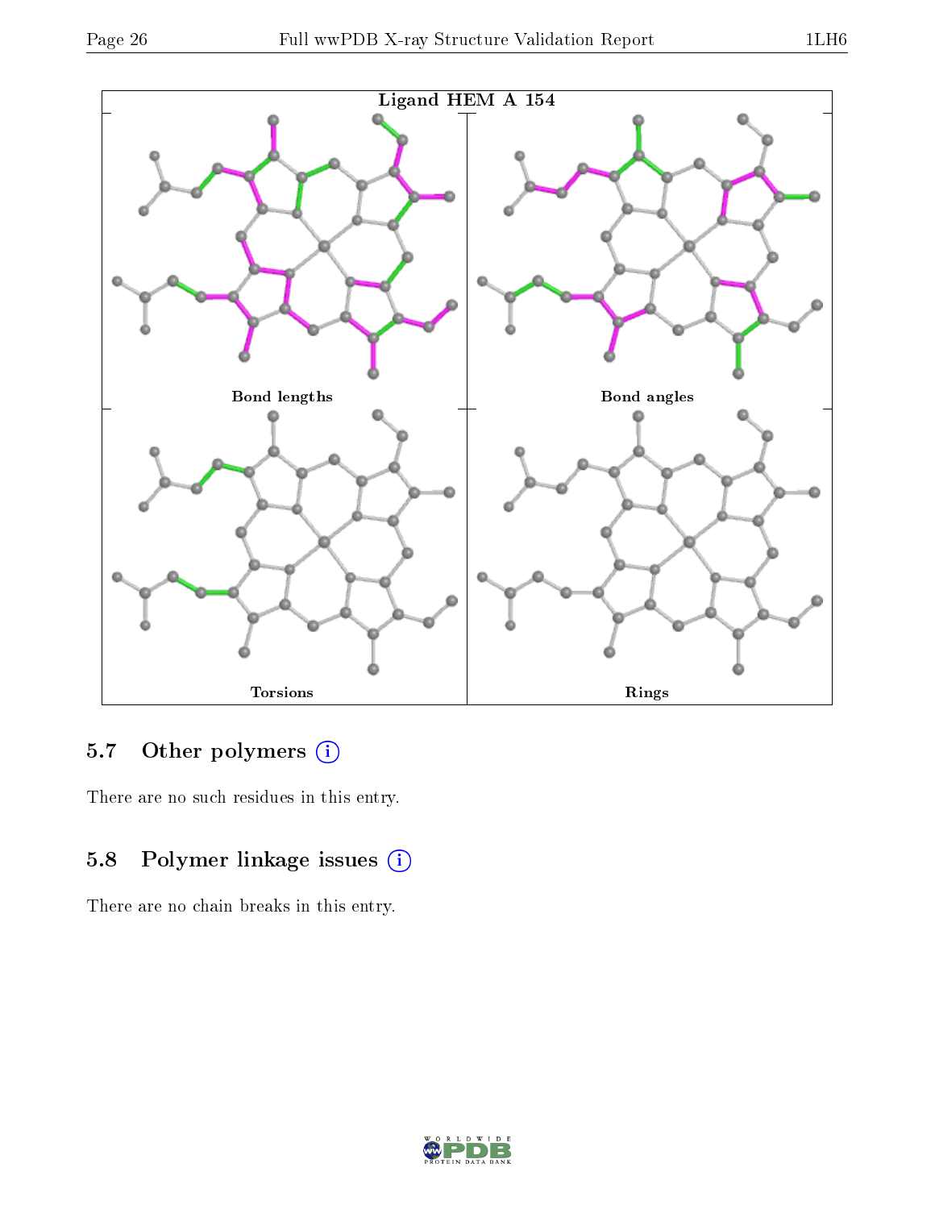Ligand HEM A 154

Bond lengths

Bond angles

Torsions

Rings

## 5.7 Other polymers

There are no such residues in this entry.

## 5.8 Polymer linkage issues

There are no chain breaks in this entry.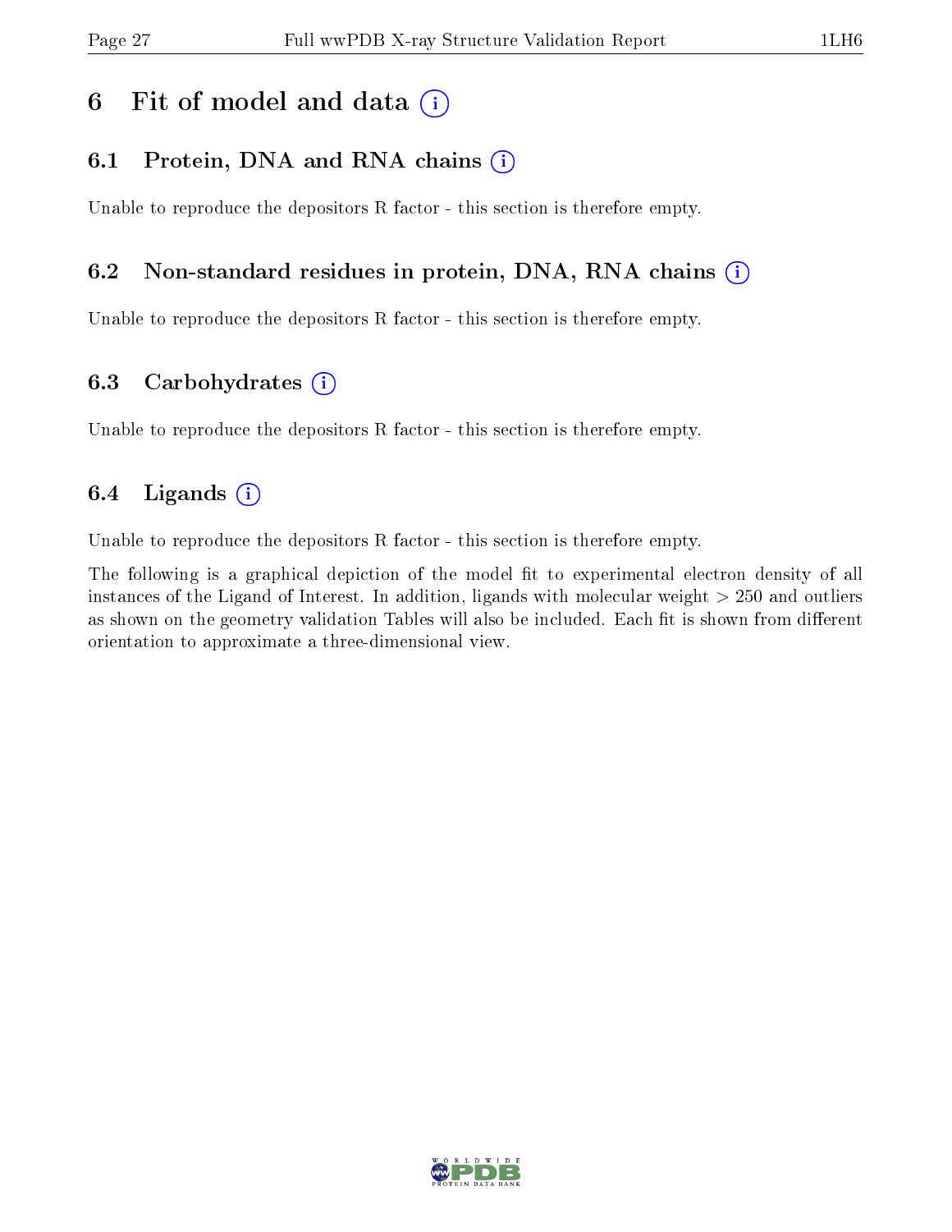# 6 Fit of model and data

## 6.1 Protein, DNA and RNA chains

Unable to reproduce the depositors R factor - this section is therefore empty.

## 6.2 Non-standard residues in protein, DNA, RNA chains

Unable to reproduce the depositors R factor - this section is therefore empty.

## 6.3 Carbohydrates

Unable to reproduce the depositors R factor - this section is therefore empty.

## 6.4 Ligands

Unable to reproduce the depositors R factor - this section is therefore empty.

The following is a graphical depiction of the model fit to experimental electron density of all instances of the Ligand of Interest. In addition, ligands with molecular weight > 250 and outliers as shown on the geometry validation Tables will also be included. Each fit is shown from different orientation to approximate a three-dimensional view.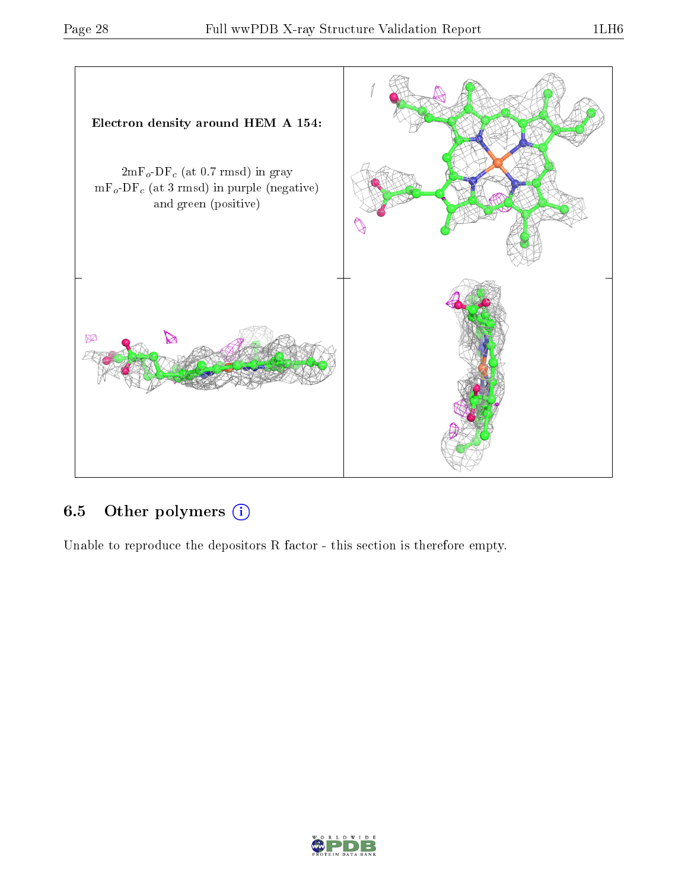**Electron density around HEM A 154:**

$2mF_o$-$DF_c$ (at 0.7 rmsd) in gray
$mF_o$-$DF_c$ (at 3 rmsd) in purple (negative)
and green (positive)

## 6.5 Other polymers

Unable to reproduce the depositors R factor - this section is therefore empty.